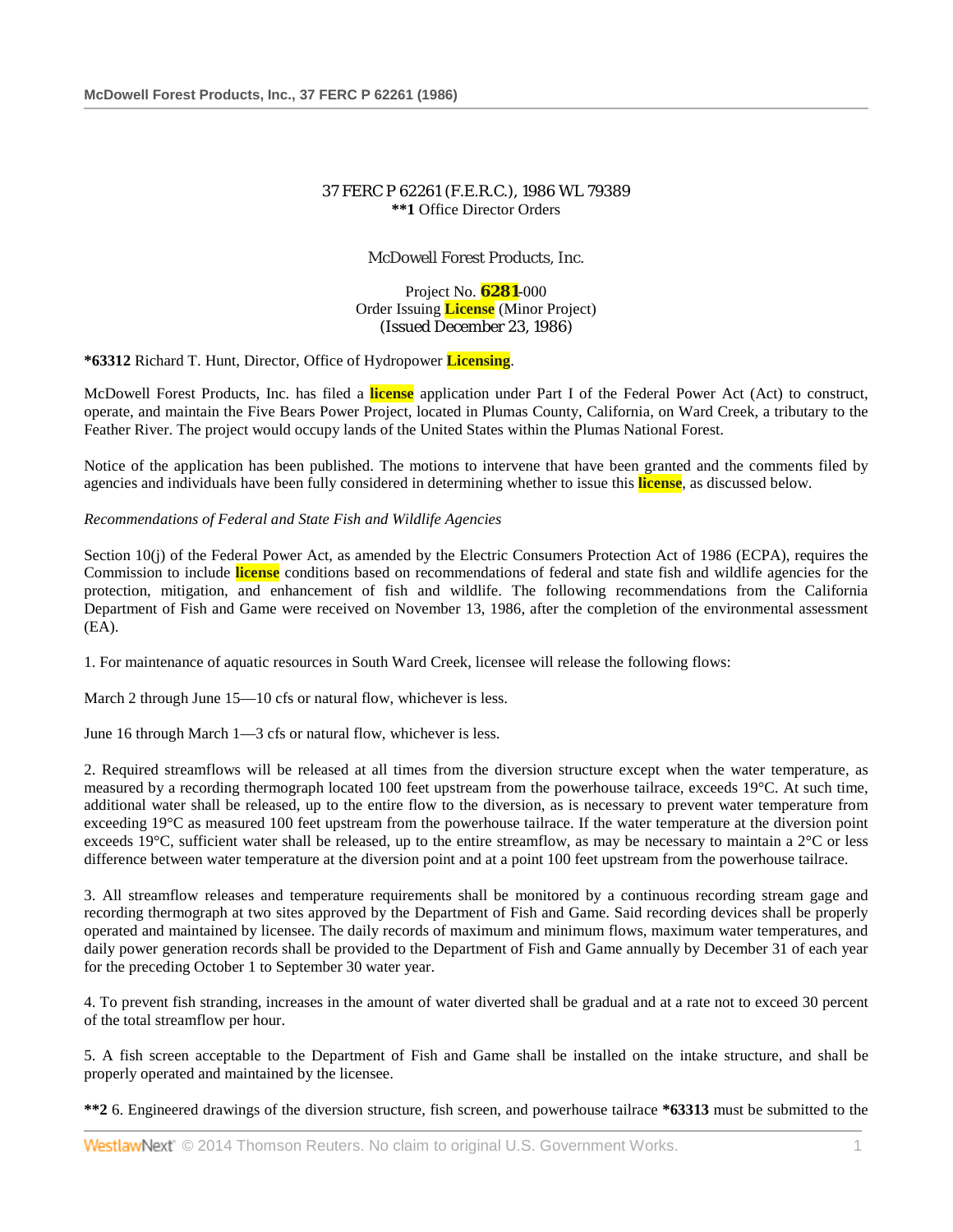37 FERC P 62261 (F.E.R.C.), 1986 WL 79389
**\*\*1** Office Director Orders

McDowell Forest Products, Inc.

Project No. 6281-000
Order Issuing License (Minor Project)
(Issued December 23, 1986)

**\*63312** Richard T. Hunt, Director, Office of Hydropower Licensing.

McDowell Forest Products, Inc. has filed a license application under Part I of the Federal Power Act (Act) to construct, operate, and maintain the Five Bears Power Project, located in Plumas County, California, on Ward Creek, a tributary to the Feather River. The project would occupy lands of the United States within the Plumas National Forest.

Notice of the application has been published. The motions to intervene that have been granted and the comments filed by agencies and individuals have been fully considered in determining whether to issue this license, as discussed below.

*Recommendations of Federal and State Fish and Wildlife Agencies*

Section 10(j) of the Federal Power Act, as amended by the Electric Consumers Protection Act of 1986 (ECPA), requires the Commission to include license conditions based on recommendations of federal and state fish and wildlife agencies for the protection, mitigation, and enhancement of fish and wildlife. The following recommendations from the California Department of Fish and Game were received on November 13, 1986, after the completion of the environmental assessment (EA).

1. For maintenance of aquatic resources in South Ward Creek, licensee will release the following flows:

March 2 through June 15—10 cfs or natural flow, whichever is less.

June 16 through March 1—3 cfs or natural flow, whichever is less.

2. Required streamflows will be released at all times from the diversion structure except when the water temperature, as measured by a recording thermograph located 100 feet upstream from the powerhouse tailrace, exceeds 19°C. At such time, additional water shall be released, up to the entire flow to the diversion, as is necessary to prevent water temperature from exceeding 19°C as measured 100 feet upstream from the powerhouse tailrace. If the water temperature at the diversion point exceeds 19°C, sufficient water shall be released, up to the entire streamflow, as may be necessary to maintain a 2°C or less difference between water temperature at the diversion point and at a point 100 feet upstream from the powerhouse tailrace.

3. All streamflow releases and temperature requirements shall be monitored by a continuous recording stream gage and recording thermograph at two sites approved by the Department of Fish and Game. Said recording devices shall be properly operated and maintained by licensee. The daily records of maximum and minimum flows, maximum water temperatures, and daily power generation records shall be provided to the Department of Fish and Game annually by December 31 of each year for the preceding October 1 to September 30 water year.

4. To prevent fish stranding, increases in the amount of water diverted shall be gradual and at a rate not to exceed 30 percent of the total streamflow per hour.

5. A fish screen acceptable to the Department of Fish and Game shall be installed on the intake structure, and shall be properly operated and maintained by the licensee.

**\*\*2** 6. Engineered drawings of the diversion structure, fish screen, and powerhouse tailrace **\*63313** must be submitted to the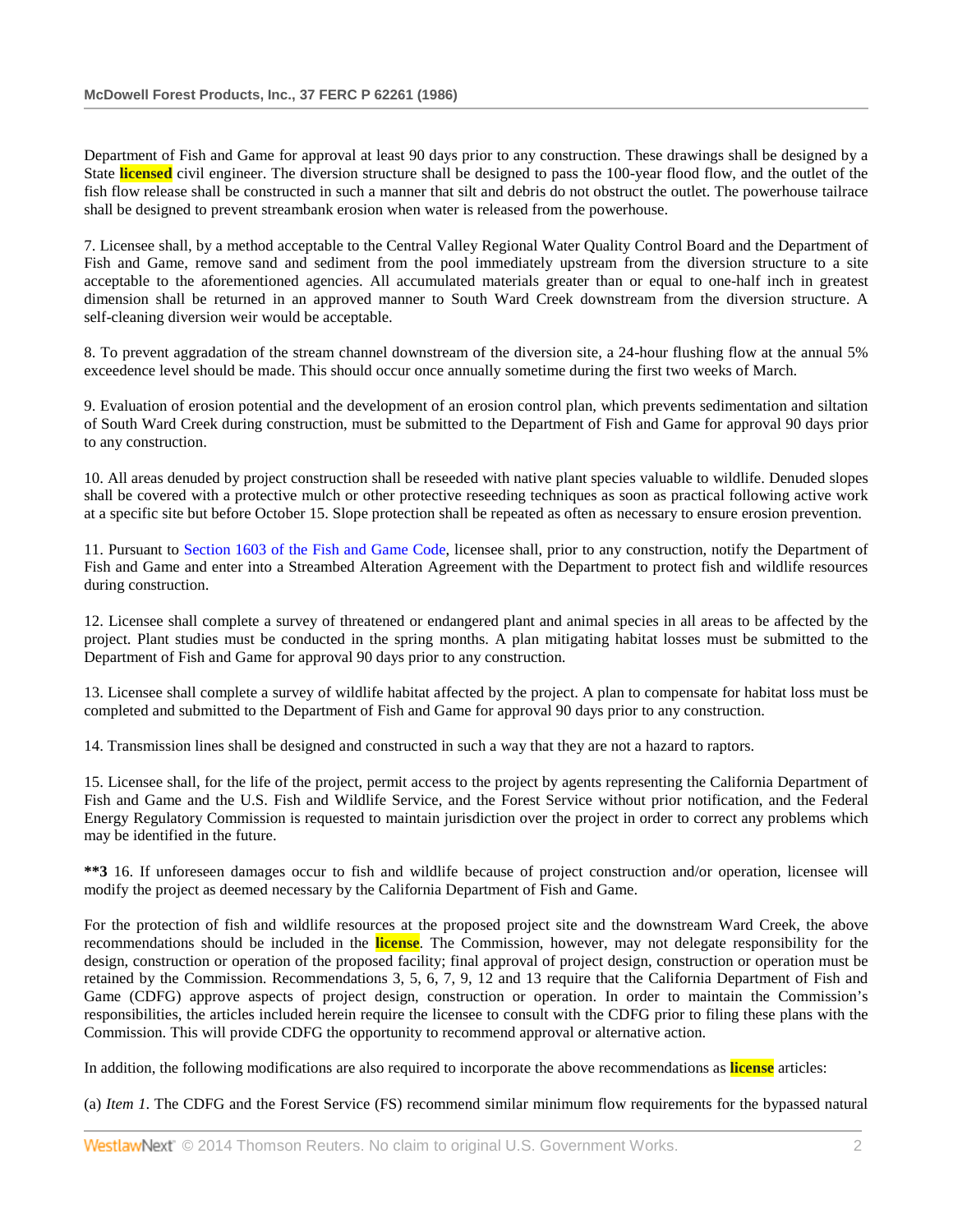Department of Fish and Game for approval at least 90 days prior to any construction. These drawings shall be designed by a State licensed civil engineer. The diversion structure shall be designed to pass the 100-year flood flow, and the outlet of the fish flow release shall be constructed in such a manner that silt and debris do not obstruct the outlet. The powerhouse tailrace shall be designed to prevent streambank erosion when water is released from the powerhouse.

7. Licensee shall, by a method acceptable to the Central Valley Regional Water Quality Control Board and the Department of Fish and Game, remove sand and sediment from the pool immediately upstream from the diversion structure to a site acceptable to the aforementioned agencies. All accumulated materials greater than or equal to one-half inch in greatest dimension shall be returned in an approved manner to South Ward Creek downstream from the diversion structure. A self-cleaning diversion weir would be acceptable.

8. To prevent aggradation of the stream channel downstream of the diversion site, a 24-hour flushing flow at the annual 5% exceedence level should be made. This should occur once annually sometime during the first two weeks of March.

9. Evaluation of erosion potential and the development of an erosion control plan, which prevents sedimentation and siltation of South Ward Creek during construction, must be submitted to the Department of Fish and Game for approval 90 days prior to any construction.

10. All areas denuded by project construction shall be reseeded with native plant species valuable to wildlife. Denuded slopes shall be covered with a protective mulch or other protective reseeding techniques as soon as practical following active work at a specific site but before October 15. Slope protection shall be repeated as often as necessary to ensure erosion prevention.

11. Pursuant to Section 1603 of the Fish and Game Code, licensee shall, prior to any construction, notify the Department of Fish and Game and enter into a Streambed Alteration Agreement with the Department to protect fish and wildlife resources during construction.

12. Licensee shall complete a survey of threatened or endangered plant and animal species in all areas to be affected by the project. Plant studies must be conducted in the spring months. A plan mitigating habitat losses must be submitted to the Department of Fish and Game for approval 90 days prior to any construction.

13. Licensee shall complete a survey of wildlife habitat affected by the project. A plan to compensate for habitat loss must be completed and submitted to the Department of Fish and Game for approval 90 days prior to any construction.

14. Transmission lines shall be designed and constructed in such a way that they are not a hazard to raptors.

15. Licensee shall, for the life of the project, permit access to the project by agents representing the California Department of Fish and Game and the U.S. Fish and Wildlife Service, and the Forest Service without prior notification, and the Federal Energy Regulatory Commission is requested to maintain jurisdiction over the project in order to correct any problems which may be identified in the future.

**\*\*3** 16. If unforeseen damages occur to fish and wildlife because of project construction and/or operation, licensee will modify the project as deemed necessary by the California Department of Fish and Game.

For the protection of fish and wildlife resources at the proposed project site and the downstream Ward Creek, the above recommendations should be included in the license. The Commission, however, may not delegate responsibility for the design, construction or operation of the proposed facility; final approval of project design, construction or operation must be retained by the Commission. Recommendations 3, 5, 6, 7, 9, 12 and 13 require that the California Department of Fish and Game (CDFG) approve aspects of project design, construction or operation. In order to maintain the Commission's responsibilities, the articles included herein require the licensee to consult with the CDFG prior to filing these plans with the Commission. This will provide CDFG the opportunity to recommend approval or alternative action.

In addition, the following modifications are also required to incorporate the above recommendations as license articles:

(a) *Item 1*. The CDFG and the Forest Service (FS) recommend similar minimum flow requirements for the bypassed natural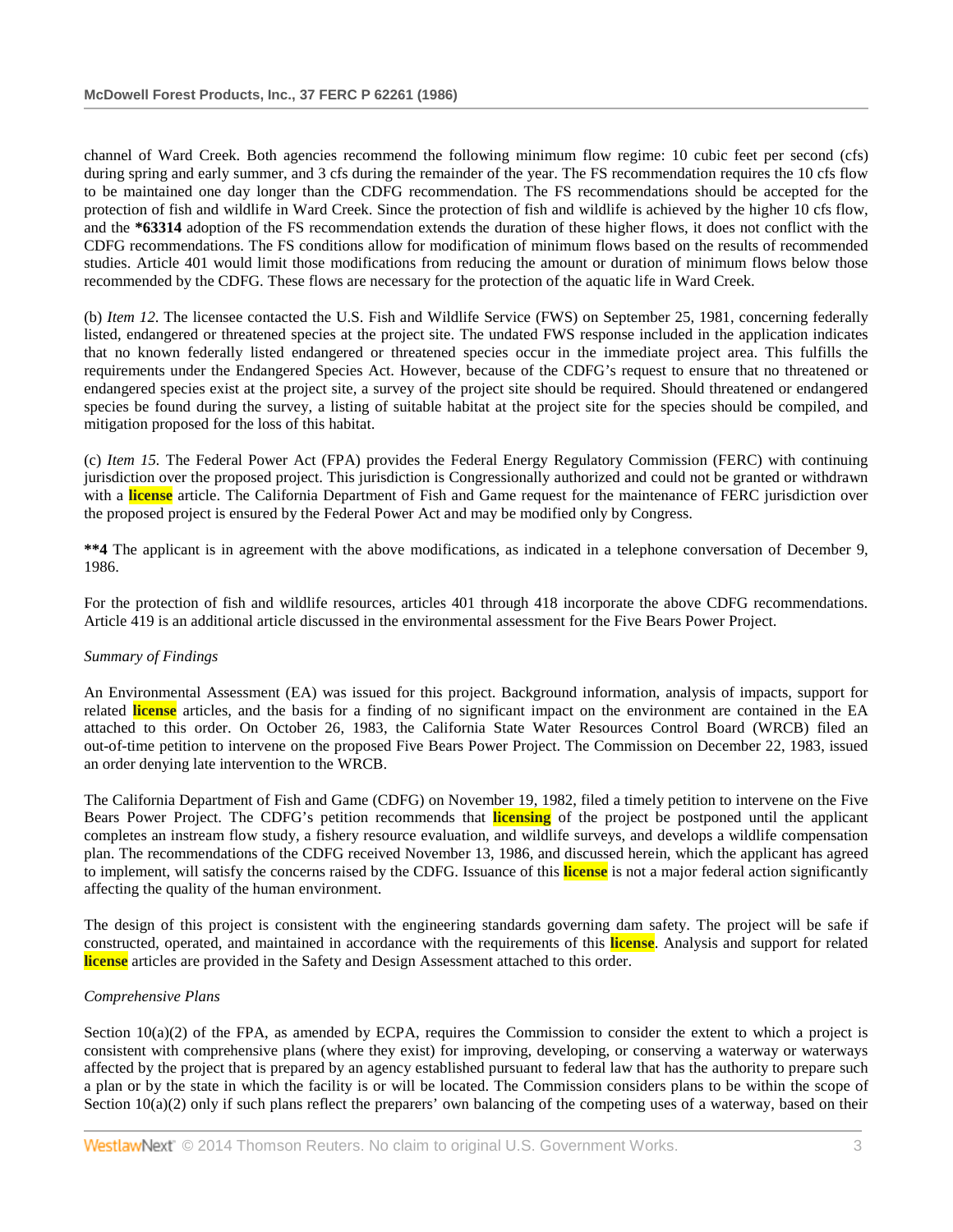channel of Ward Creek. Both agencies recommend the following minimum flow regime: 10 cubic feet per second (cfs) during spring and early summer, and 3 cfs during the remainder of the year. The FS recommendation requires the 10 cfs flow to be maintained one day longer than the CDFG recommendation. The FS recommendations should be accepted for the protection of fish and wildlife in Ward Creek. Since the protection of fish and wildlife is achieved by the higher 10 cfs flow, and the **\*63314** adoption of the FS recommendation extends the duration of these higher flows, it does not conflict with the CDFG recommendations. The FS conditions allow for modification of minimum flows based on the results of recommended studies. Article 401 would limit those modifications from reducing the amount or duration of minimum flows below those recommended by the CDFG. These flows are necessary for the protection of the aquatic life in Ward Creek.

(b) *Item 12*. The licensee contacted the U.S. Fish and Wildlife Service (FWS) on September 25, 1981, concerning federally listed, endangered or threatened species at the project site. The undated FWS response included in the application indicates that no known federally listed endangered or threatened species occur in the immediate project area. This fulfills the requirements under the Endangered Species Act. However, because of the CDFG's request to ensure that no threatened or endangered species exist at the project site, a survey of the project site should be required. Should threatened or endangered species be found during the survey, a listing of suitable habitat at the project site for the species should be compiled, and mitigation proposed for the loss of this habitat.

(c) *Item 15*. The Federal Power Act (FPA) provides the Federal Energy Regulatory Commission (FERC) with continuing jurisdiction over the proposed project. This jurisdiction is Congressionally authorized and could not be granted or withdrawn with a license article. The California Department of Fish and Game request for the maintenance of FERC jurisdiction over the proposed project is ensured by the Federal Power Act and may be modified only by Congress.

**\*\*4** The applicant is in agreement with the above modifications, as indicated in a telephone conversation of December 9, 1986.

For the protection of fish and wildlife resources, articles 401 through 418 incorporate the above CDFG recommendations. Article 419 is an additional article discussed in the environmental assessment for the Five Bears Power Project.

*Summary of Findings*

An Environmental Assessment (EA) was issued for this project. Background information, analysis of impacts, support for related license articles, and the basis for a finding of no significant impact on the environment are contained in the EA attached to this order. On October 26, 1983, the California State Water Resources Control Board (WRCB) filed an out-of-time petition to intervene on the proposed Five Bears Power Project. The Commission on December 22, 1983, issued an order denying late intervention to the WRCB.

The California Department of Fish and Game (CDFG) on November 19, 1982, filed a timely petition to intervene on the Five Bears Power Project. The CDFG's petition recommends that licensing of the project be postponed until the applicant completes an instream flow study, a fishery resource evaluation, and wildlife surveys, and develops a wildlife compensation plan. The recommendations of the CDFG received November 13, 1986, and discussed herein, which the applicant has agreed to implement, will satisfy the concerns raised by the CDFG. Issuance of this license is not a major federal action significantly affecting the quality of the human environment.

The design of this project is consistent with the engineering standards governing dam safety. The project will be safe if constructed, operated, and maintained in accordance with the requirements of this license. Analysis and support for related license articles are provided in the Safety and Design Assessment attached to this order.

*Comprehensive Plans*

Section 10(a)(2) of the FPA, as amended by ECPA, requires the Commission to consider the extent to which a project is consistent with comprehensive plans (where they exist) for improving, developing, or conserving a waterway or waterways affected by the project that is prepared by an agency established pursuant to federal law that has the authority to prepare such a plan or by the state in which the facility is or will be located. The Commission considers plans to be within the scope of Section 10(a)(2) only if such plans reflect the preparers' own balancing of the competing uses of a waterway, based on their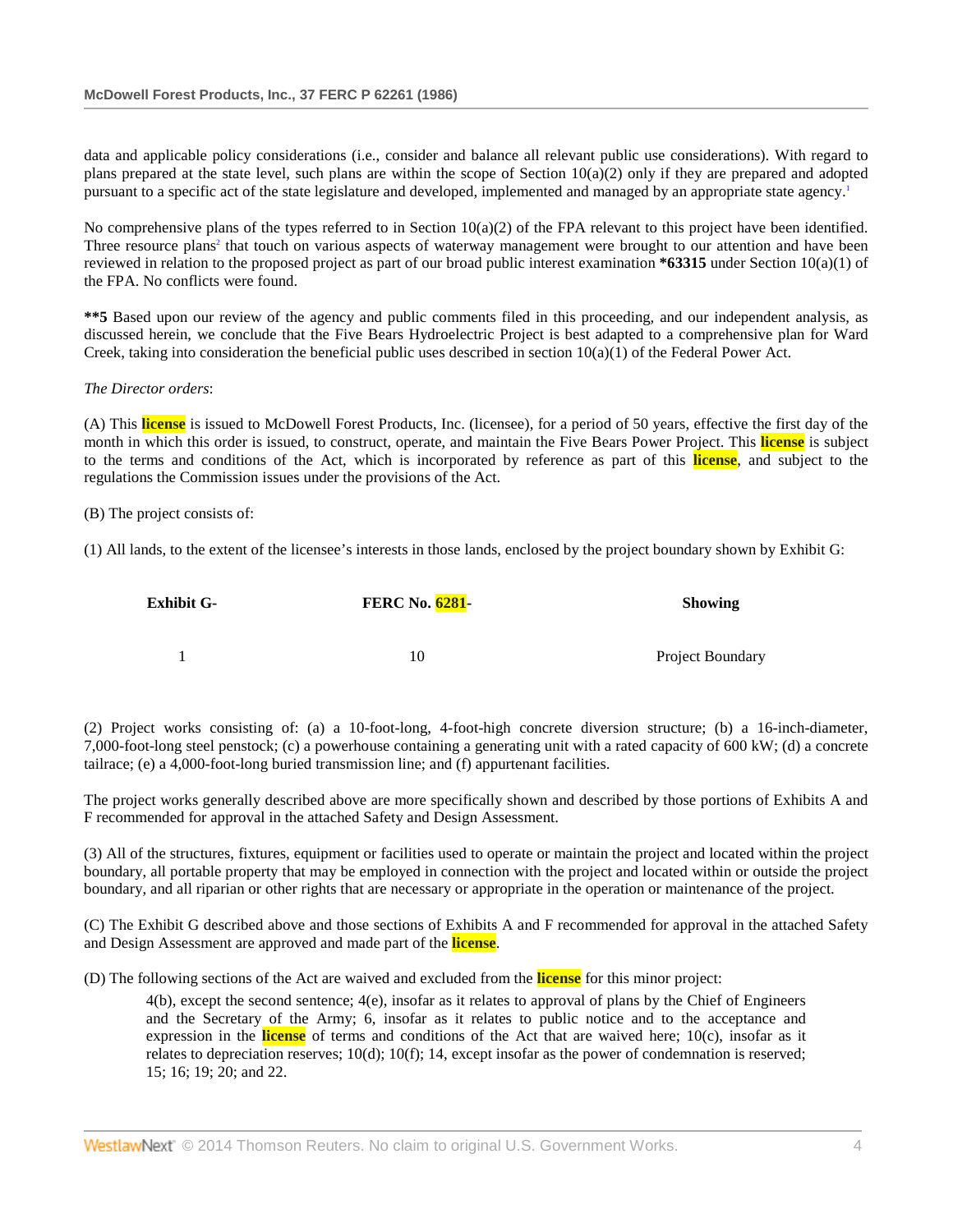data and applicable policy considerations (i.e., consider and balance all relevant public use considerations). With regard to plans prepared at the state level, such plans are within the scope of Section 10(a)(2) only if they are prepared and adopted pursuant to a specific act of the state legislature and developed, implemented and managed by an appropriate state agency.[1]

No comprehensive plans of the types referred to in Section 10(a)(2) of the FPA relevant to this project have been identified. Three resource plans[2] that touch on various aspects of waterway management were brought to our attention and have been reviewed in relation to the proposed project as part of our broad public interest examination **\*63315** under Section 10(a)(1) of the FPA. No conflicts were found.

**\*\*5** Based upon our review of the agency and public comments filed in this proceeding, and our independent analysis, as discussed herein, we conclude that the Five Bears Hydroelectric Project is best adapted to a comprehensive plan for Ward Creek, taking into consideration the beneficial public uses described in section 10(a)(1) of the Federal Power Act.

*The Director orders*:

(A) This license is issued to McDowell Forest Products, Inc. (licensee), for a period of 50 years, effective the first day of the month in which this order is issued, to construct, operate, and maintain the Five Bears Power Project. This license is subject to the terms and conditions of the Act, which is incorporated by reference as part of this license, and subject to the regulations the Commission issues under the provisions of the Act.

(B) The project consists of:

(1) All lands, to the extent of the licensee's interests in those lands, enclosed by the project boundary shown by Exhibit G:

| Exhibit G- | FERC No. 6281- | Showing |
|---|---|---|
| 1 | 10 | Project Boundary |

(2) Project works consisting of: (a) a 10-foot-long, 4-foot-high concrete diversion structure; (b) a 16-inch-diameter, 7,000-foot-long steel penstock; (c) a powerhouse containing a generating unit with a rated capacity of 600 kW; (d) a concrete tailrace; (e) a 4,000-foot-long buried transmission line; and (f) appurtenant facilities.

The project works generally described above are more specifically shown and described by those portions of Exhibits A and F recommended for approval in the attached Safety and Design Assessment.

(3) All of the structures, fixtures, equipment or facilities used to operate or maintain the project and located within the project boundary, all portable property that may be employed in connection with the project and located within or outside the project boundary, and all riparian or other rights that are necessary or appropriate in the operation or maintenance of the project.

(C) The Exhibit G described above and those sections of Exhibits A and F recommended for approval in the attached Safety and Design Assessment are approved and made part of the license.

(D) The following sections of the Act are waived and excluded from the license for this minor project:

> 4(b), except the second sentence; 4(e), insofar as it relates to approval of plans by the Chief of Engineers and the Secretary of the Army; 6, insofar as it relates to public notice and to the acceptance and expression in the license of terms and conditions of the Act that are waived here; 10(c), insofar as it relates to depreciation reserves; 10(d); 10(f); 14, except insofar as the power of condemnation is reserved; 15; 16; 19; 20; and 22.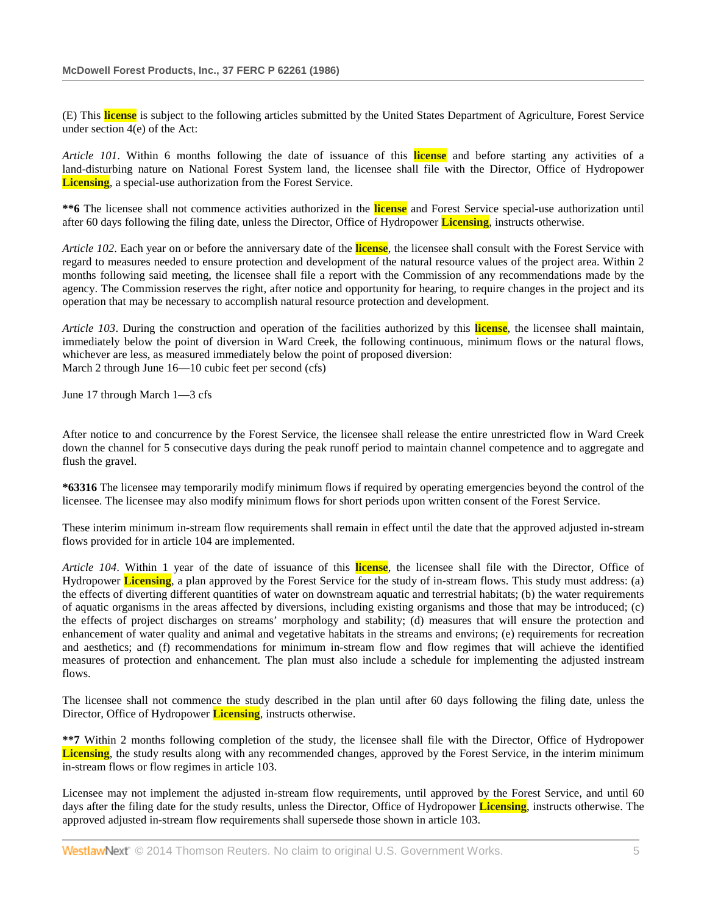(E) This license is subject to the following articles submitted by the United States Department of Agriculture, Forest Service under section 4(e) of the Act:

*Article 101*. Within 6 months following the date of issuance of this license and before starting any activities of a land-disturbing nature on National Forest System land, the licensee shall file with the Director, Office of Hydropower Licensing, a special-use authorization from the Forest Service.

**\*\*6** The licensee shall not commence activities authorized in the license and Forest Service special-use authorization until after 60 days following the filing date, unless the Director, Office of Hydropower Licensing, instructs otherwise.

*Article 102*. Each year on or before the anniversary date of the license, the licensee shall consult with the Forest Service with regard to measures needed to ensure protection and development of the natural resource values of the project area. Within 2 months following said meeting, the licensee shall file a report with the Commission of any recommendations made by the agency. The Commission reserves the right, after notice and opportunity for hearing, to require changes in the project and its operation that may be necessary to accomplish natural resource protection and development.

*Article 103*. During the construction and operation of the facilities authorized by this license, the licensee shall maintain, immediately below the point of diversion in Ward Creek, the following continuous, minimum flows or the natural flows, whichever are less, as measured immediately below the point of proposed diversion:
March 2 through June 16—10 cubic feet per second (cfs)

June 17 through March 1—3 cfs

After notice to and concurrence by the Forest Service, the licensee shall release the entire unrestricted flow in Ward Creek down the channel for 5 consecutive days during the peak runoff period to maintain channel competence and to aggregate and flush the gravel.

**\*63316** The licensee may temporarily modify minimum flows if required by operating emergencies beyond the control of the licensee. The licensee may also modify minimum flows for short periods upon written consent of the Forest Service.

These interim minimum in-stream flow requirements shall remain in effect until the date that the approved adjusted in-stream flows provided for in article 104 are implemented.

*Article 104*. Within 1 year of the date of issuance of this license, the licensee shall file with the Director, Office of Hydropower Licensing, a plan approved by the Forest Service for the study of in-stream flows. This study must address: (a) the effects of diverting different quantities of water on downstream aquatic and terrestrial habitats; (b) the water requirements of aquatic organisms in the areas affected by diversions, including existing organisms and those that may be introduced; (c) the effects of project discharges on streams' morphology and stability; (d) measures that will ensure the protection and enhancement of water quality and animal and vegetative habitats in the streams and environs; (e) requirements for recreation and aesthetics; and (f) recommendations for minimum in-stream flow and flow regimes that will achieve the identified measures of protection and enhancement. The plan must also include a schedule for implementing the adjusted instream flows.

The licensee shall not commence the study described in the plan until after 60 days following the filing date, unless the Director, Office of Hydropower Licensing, instructs otherwise.

**\*\*7** Within 2 months following completion of the study, the licensee shall file with the Director, Office of Hydropower Licensing, the study results along with any recommended changes, approved by the Forest Service, in the interim minimum in-stream flows or flow regimes in article 103.

Licensee may not implement the adjusted in-stream flow requirements, until approved by the Forest Service, and until 60 days after the filing date for the study results, unless the Director, Office of Hydropower Licensing, instructs otherwise. The approved adjusted in-stream flow requirements shall supersede those shown in article 103.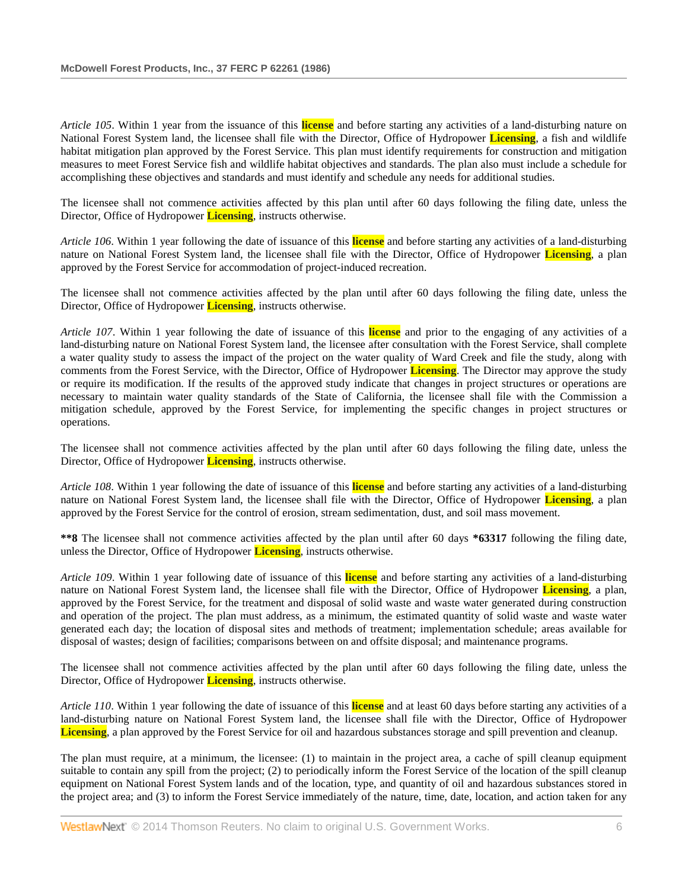*Article 105*. Within 1 year from the issuance of this license and before starting any activities of a land-disturbing nature on National Forest System land, the licensee shall file with the Director, Office of Hydropower Licensing, a fish and wildlife habitat mitigation plan approved by the Forest Service. This plan must identify requirements for construction and mitigation measures to meet Forest Service fish and wildlife habitat objectives and standards. The plan also must include a schedule for accomplishing these objectives and standards and must identify and schedule any needs for additional studies.

The licensee shall not commence activities affected by this plan until after 60 days following the filing date, unless the Director, Office of Hydropower Licensing, instructs otherwise.

*Article 106*. Within 1 year following the date of issuance of this license and before starting any activities of a land-disturbing nature on National Forest System land, the licensee shall file with the Director, Office of Hydropower Licensing, a plan approved by the Forest Service for accommodation of project-induced recreation.

The licensee shall not commence activities affected by the plan until after 60 days following the filing date, unless the Director, Office of Hydropower Licensing, instructs otherwise.

*Article 107*. Within 1 year following the date of issuance of this license and prior to the engaging of any activities of a land-disturbing nature on National Forest System land, the licensee after consultation with the Forest Service, shall complete a water quality study to assess the impact of the project on the water quality of Ward Creek and file the study, along with comments from the Forest Service, with the Director, Office of Hydropower Licensing. The Director may approve the study or require its modification. If the results of the approved study indicate that changes in project structures or operations are necessary to maintain water quality standards of the State of California, the licensee shall file with the Commission a mitigation schedule, approved by the Forest Service, for implementing the specific changes in project structures or operations.

The licensee shall not commence activities affected by the plan until after 60 days following the filing date, unless the Director, Office of Hydropower Licensing, instructs otherwise.

*Article 108*. Within 1 year following the date of issuance of this license and before starting any activities of a land-disturbing nature on National Forest System land, the licensee shall file with the Director, Office of Hydropower Licensing, a plan approved by the Forest Service for the control of erosion, stream sedimentation, dust, and soil mass movement.

**\*\*8** The licensee shall not commence activities affected by the plan until after 60 days **\*63317** following the filing date, unless the Director, Office of Hydropower Licensing, instructs otherwise.

*Article 109*. Within 1 year following date of issuance of this license and before starting any activities of a land-disturbing nature on National Forest System land, the licensee shall file with the Director, Office of Hydropower Licensing, a plan, approved by the Forest Service, for the treatment and disposal of solid waste and waste water generated during construction and operation of the project. The plan must address, as a minimum, the estimated quantity of solid waste and waste water generated each day; the location of disposal sites and methods of treatment; implementation schedule; areas available for disposal of wastes; design of facilities; comparisons between on and offsite disposal; and maintenance programs.

The licensee shall not commence activities affected by the plan until after 60 days following the filing date, unless the Director, Office of Hydropower Licensing, instructs otherwise.

*Article 110*. Within 1 year following the date of issuance of this license and at least 60 days before starting any activities of a land-disturbing nature on National Forest System land, the licensee shall file with the Director, Office of Hydropower Licensing, a plan approved by the Forest Service for oil and hazardous substances storage and spill prevention and cleanup.

The plan must require, at a minimum, the licensee: (1) to maintain in the project area, a cache of spill cleanup equipment suitable to contain any spill from the project; (2) to periodically inform the Forest Service of the location of the spill cleanup equipment on National Forest System lands and of the location, type, and quantity of oil and hazardous substances stored in the project area; and (3) to inform the Forest Service immediately of the nature, time, date, location, and action taken for any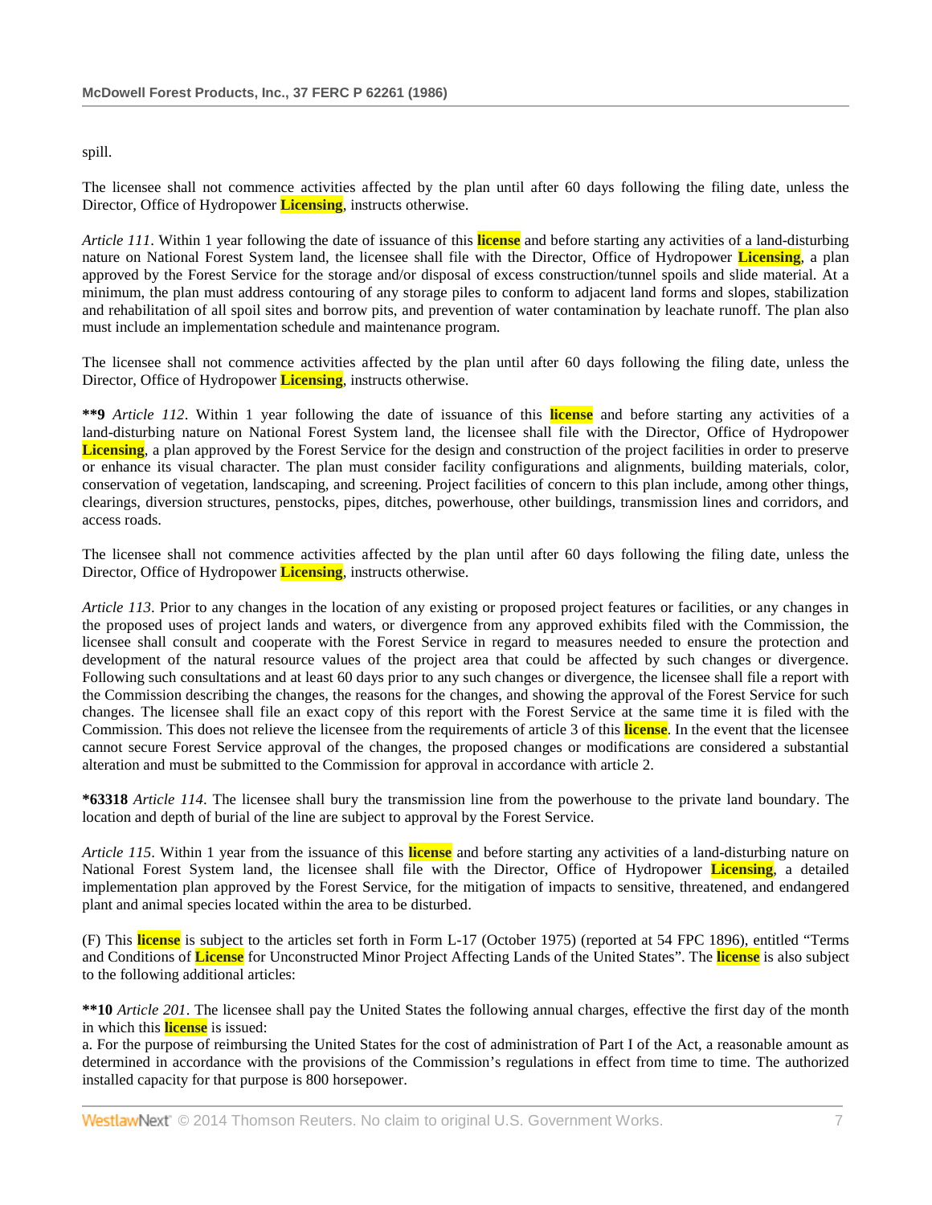spill.

The licensee shall not commence activities affected by the plan until after 60 days following the filing date, unless the Director, Office of Hydropower **Licensing**, instructs otherwise.

*Article 111*. Within 1 year following the date of issuance of this **license** and before starting any activities of a land-disturbing nature on National Forest System land, the licensee shall file with the Director, Office of Hydropower **Licensing**, a plan approved by the Forest Service for the storage and/or disposal of excess construction/tunnel spoils and slide material. At a minimum, the plan must address contouring of any storage piles to conform to adjacent land forms and slopes, stabilization and rehabilitation of all spoil sites and borrow pits, and prevention of water contamination by leachate runoff. The plan also must include an implementation schedule and maintenance program.

The licensee shall not commence activities affected by the plan until after 60 days following the filing date, unless the Director, Office of Hydropower **Licensing**, instructs otherwise.

**\*\*9** *Article 112*. Within 1 year following the date of issuance of this **license** and before starting any activities of a land-disturbing nature on National Forest System land, the licensee shall file with the Director, Office of Hydropower **Licensing**, a plan approved by the Forest Service for the design and construction of the project facilities in order to preserve or enhance its visual character. The plan must consider facility configurations and alignments, building materials, color, conservation of vegetation, landscaping, and screening. Project facilities of concern to this plan include, among other things, clearings, diversion structures, penstocks, pipes, ditches, powerhouse, other buildings, transmission lines and corridors, and access roads.

The licensee shall not commence activities affected by the plan until after 60 days following the filing date, unless the Director, Office of Hydropower **Licensing**, instructs otherwise.

*Article 113*. Prior to any changes in the location of any existing or proposed project features or facilities, or any changes in the proposed uses of project lands and waters, or divergence from any approved exhibits filed with the Commission, the licensee shall consult and cooperate with the Forest Service in regard to measures needed to ensure the protection and development of the natural resource values of the project area that could be affected by such changes or divergence. Following such consultations and at least 60 days prior to any such changes or divergence, the licensee shall file a report with the Commission describing the changes, the reasons for the changes, and showing the approval of the Forest Service for such changes. The licensee shall file an exact copy of this report with the Forest Service at the same time it is filed with the Commission. This does not relieve the licensee from the requirements of article 3 of this **license**. In the event that the licensee cannot secure Forest Service approval of the changes, the proposed changes or modifications are considered a substantial alteration and must be submitted to the Commission for approval in accordance with article 2.

**\*63318** *Article 114*. The licensee shall bury the transmission line from the powerhouse to the private land boundary. The location and depth of burial of the line are subject to approval by the Forest Service.

*Article 115*. Within 1 year from the issuance of this **license** and before starting any activities of a land-disturbing nature on National Forest System land, the licensee shall file with the Director, Office of Hydropower **Licensing**, a detailed implementation plan approved by the Forest Service, for the mitigation of impacts to sensitive, threatened, and endangered plant and animal species located within the area to be disturbed.

(F) This **license** is subject to the articles set forth in Form L-17 (October 1975) (reported at 54 FPC 1896), entitled "Terms and Conditions of **License** for Unconstructed Minor Project Affecting Lands of the United States". The **license** is also subject to the following additional articles:

**\*\*10** *Article 201*. The licensee shall pay the United States the following annual charges, effective the first day of the month in which this **license** is issued:
a. For the purpose of reimbursing the United States for the cost of administration of Part I of the Act, a reasonable amount as determined in accordance with the provisions of the Commission's regulations in effect from time to time. The authorized installed capacity for that purpose is 800 horsepower.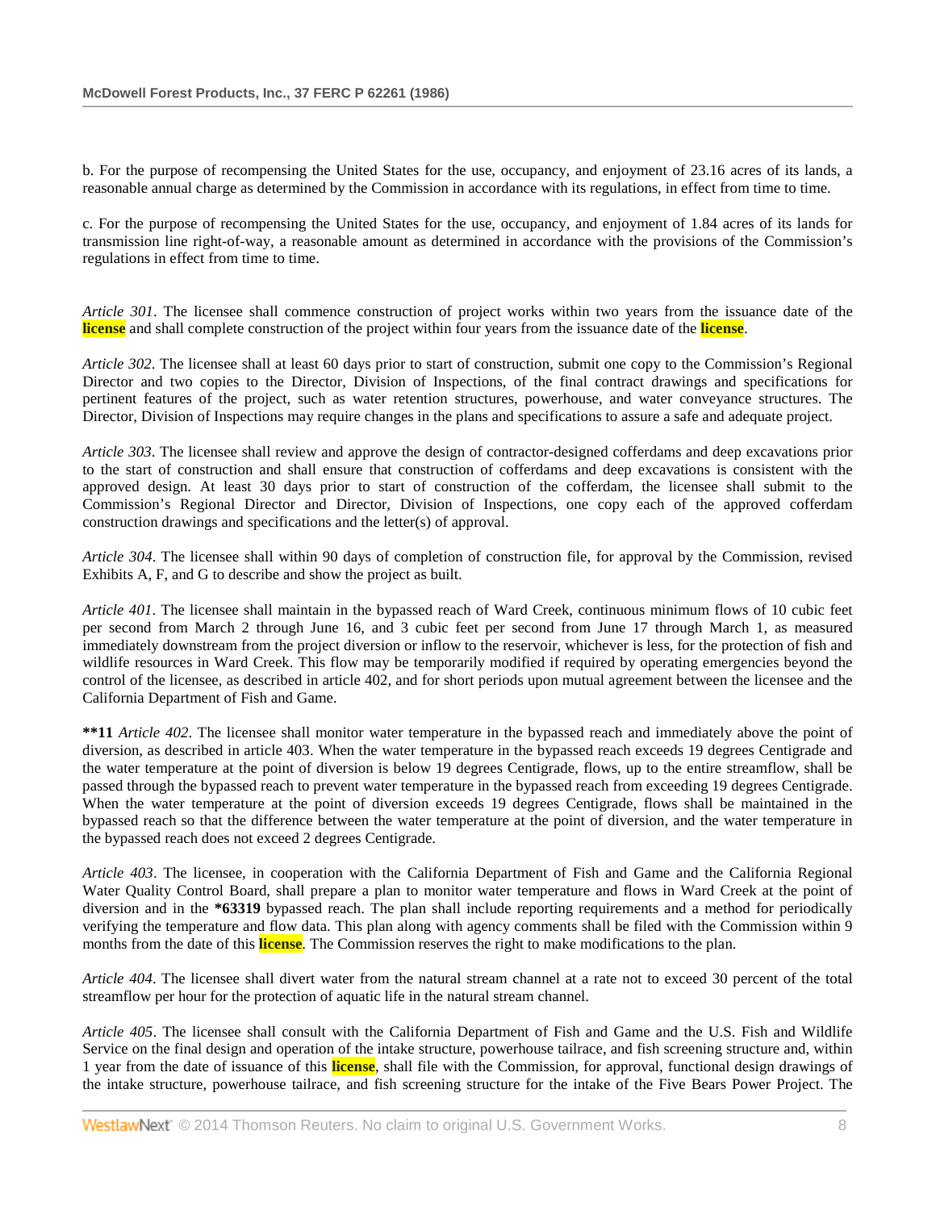b. For the purpose of recompensing the United States for the use, occupancy, and enjoyment of 23.16 acres of its lands, a reasonable annual charge as determined by the Commission in accordance with its regulations, in effect from time to time.

c. For the purpose of recompensing the United States for the use, occupancy, and enjoyment of 1.84 acres of its lands for transmission line right-of-way, a reasonable amount as determined in accordance with the provisions of the Commission's regulations in effect from time to time.

*Article 301*. The licensee shall commence construction of project works within two years from the issuance date of the **license** and shall complete construction of the project within four years from the issuance date of the **license**.

*Article 302*. The licensee shall at least 60 days prior to start of construction, submit one copy to the Commission's Regional Director and two copies to the Director, Division of Inspections, of the final contract drawings and specifications for pertinent features of the project, such as water retention structures, powerhouse, and water conveyance structures. The Director, Division of Inspections may require changes in the plans and specifications to assure a safe and adequate project.

*Article 303*. The licensee shall review and approve the design of contractor-designed cofferdams and deep excavations prior to the start of construction and shall ensure that construction of cofferdams and deep excavations is consistent with the approved design. At least 30 days prior to start of construction of the cofferdam, the licensee shall submit to the Commission's Regional Director and Director, Division of Inspections, one copy each of the approved cofferdam construction drawings and specifications and the letter(s) of approval.

*Article 304*. The licensee shall within 90 days of completion of construction file, for approval by the Commission, revised Exhibits A, F, and G to describe and show the project as built.

*Article 401*. The licensee shall maintain in the bypassed reach of Ward Creek, continuous minimum flows of 10 cubic feet per second from March 2 through June 16, and 3 cubic feet per second from June 17 through March 1, as measured immediately downstream from the project diversion or inflow to the reservoir, whichever is less, for the protection of fish and wildlife resources in Ward Creek. This flow may be temporarily modified if required by operating emergencies beyond the control of the licensee, as described in article 402, and for short periods upon mutual agreement between the licensee and the California Department of Fish and Game.

**\*\*11** *Article 402*. The licensee shall monitor water temperature in the bypassed reach and immediately above the point of diversion, as described in article 403. When the water temperature in the bypassed reach exceeds 19 degrees Centigrade and the water temperature at the point of diversion is below 19 degrees Centigrade, flows, up to the entire streamflow, shall be passed through the bypassed reach to prevent water temperature in the bypassed reach from exceeding 19 degrees Centigrade. When the water temperature at the point of diversion exceeds 19 degrees Centigrade, flows shall be maintained in the bypassed reach so that the difference between the water temperature at the point of diversion, and the water temperature in the bypassed reach does not exceed 2 degrees Centigrade.

*Article 403*. The licensee, in cooperation with the California Department of Fish and Game and the California Regional Water Quality Control Board, shall prepare a plan to monitor water temperature and flows in Ward Creek at the point of diversion and in the **\*63319** bypassed reach. The plan shall include reporting requirements and a method for periodically verifying the temperature and flow data. This plan along with agency comments shall be filed with the Commission within 9 months from the date of this **license**. The Commission reserves the right to make modifications to the plan.

*Article 404*. The licensee shall divert water from the natural stream channel at a rate not to exceed 30 percent of the total streamflow per hour for the protection of aquatic life in the natural stream channel.

*Article 405*. The licensee shall consult with the California Department of Fish and Game and the U.S. Fish and Wildlife Service on the final design and operation of the intake structure, powerhouse tailrace, and fish screening structure and, within 1 year from the date of issuance of this **license**, shall file with the Commission, for approval, functional design drawings of the intake structure, powerhouse tailrace, and fish screening structure for the intake of the Five Bears Power Project. The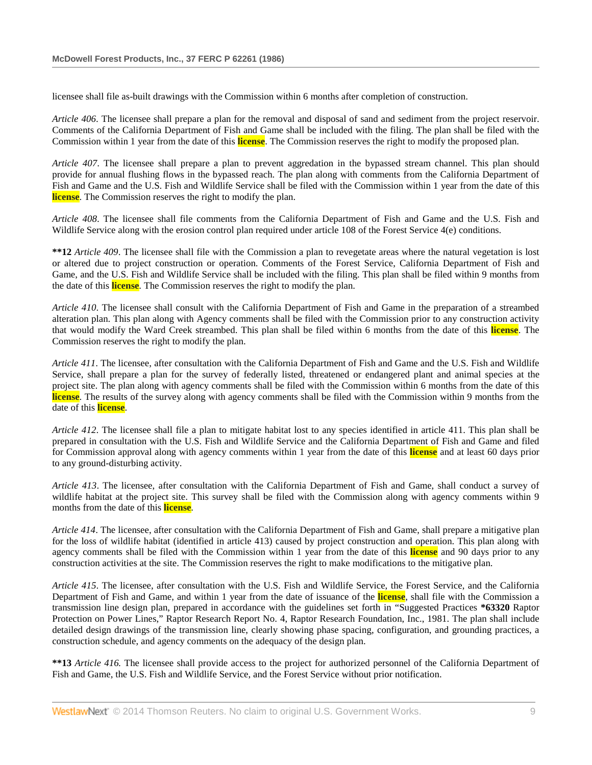licensee shall file as-built drawings with the Commission within 6 months after completion of construction.

*Article 406*. The licensee shall prepare a plan for the removal and disposal of sand and sediment from the project reservoir. Comments of the California Department of Fish and Game shall be included with the filing. The plan shall be filed with the Commission within 1 year from the date of this license. The Commission reserves the right to modify the proposed plan.

*Article 407*. The licensee shall prepare a plan to prevent aggredation in the bypassed stream channel. This plan should provide for annual flushing flows in the bypassed reach. The plan along with comments from the California Department of Fish and Game and the U.S. Fish and Wildlife Service shall be filed with the Commission within 1 year from the date of this license. The Commission reserves the right to modify the plan.

*Article 408*. The licensee shall file comments from the California Department of Fish and Game and the U.S. Fish and Wildlife Service along with the erosion control plan required under article 108 of the Forest Service 4(e) conditions.

**\*\*12** *Article 409*. The licensee shall file with the Commission a plan to revegetate areas where the natural vegetation is lost or altered due to project construction or operation. Comments of the Forest Service, California Department of Fish and Game, and the U.S. Fish and Wildlife Service shall be included with the filing. This plan shall be filed within 9 months from the date of this license. The Commission reserves the right to modify the plan.

*Article 410*. The licensee shall consult with the California Department of Fish and Game in the preparation of a streambed alteration plan. This plan along with Agency comments shall be filed with the Commission prior to any construction activity that would modify the Ward Creek streambed. This plan shall be filed within 6 months from the date of this license. The Commission reserves the right to modify the plan.

*Article 411*. The licensee, after consultation with the California Department of Fish and Game and the U.S. Fish and Wildlife Service, shall prepare a plan for the survey of federally listed, threatened or endangered plant and animal species at the project site. The plan along with agency comments shall be filed with the Commission within 6 months from the date of this license. The results of the survey along with agency comments shall be filed with the Commission within 9 months from the date of this license.

*Article 412*. The licensee shall file a plan to mitigate habitat lost to any species identified in article 411. This plan shall be prepared in consultation with the U.S. Fish and Wildlife Service and the California Department of Fish and Game and filed for Commission approval along with agency comments within 1 year from the date of this license and at least 60 days prior to any ground-disturbing activity.

*Article 413*. The licensee, after consultation with the California Department of Fish and Game, shall conduct a survey of wildlife habitat at the project site. This survey shall be filed with the Commission along with agency comments within 9 months from the date of this license.

*Article 414*. The licensee, after consultation with the California Department of Fish and Game, shall prepare a mitigative plan for the loss of wildlife habitat (identified in article 413) caused by project construction and operation. This plan along with agency comments shall be filed with the Commission within 1 year from the date of this license and 90 days prior to any construction activities at the site. The Commission reserves the right to make modifications to the mitigative plan.

*Article 415*. The licensee, after consultation with the U.S. Fish and Wildlife Service, the Forest Service, and the California Department of Fish and Game, and within 1 year from the date of issuance of the license, shall file with the Commission a transmission line design plan, prepared in accordance with the guidelines set forth in "Suggested Practices **\*63320** Raptor Protection on Power Lines," Raptor Research Report No. 4, Raptor Research Foundation, Inc., 1981. The plan shall include detailed design drawings of the transmission line, clearly showing phase spacing, configuration, and grounding practices, a construction schedule, and agency comments on the adequacy of the design plan.

**\*\*13** *Article 416.* The licensee shall provide access to the project for authorized personnel of the California Department of Fish and Game, the U.S. Fish and Wildlife Service, and the Forest Service without prior notification.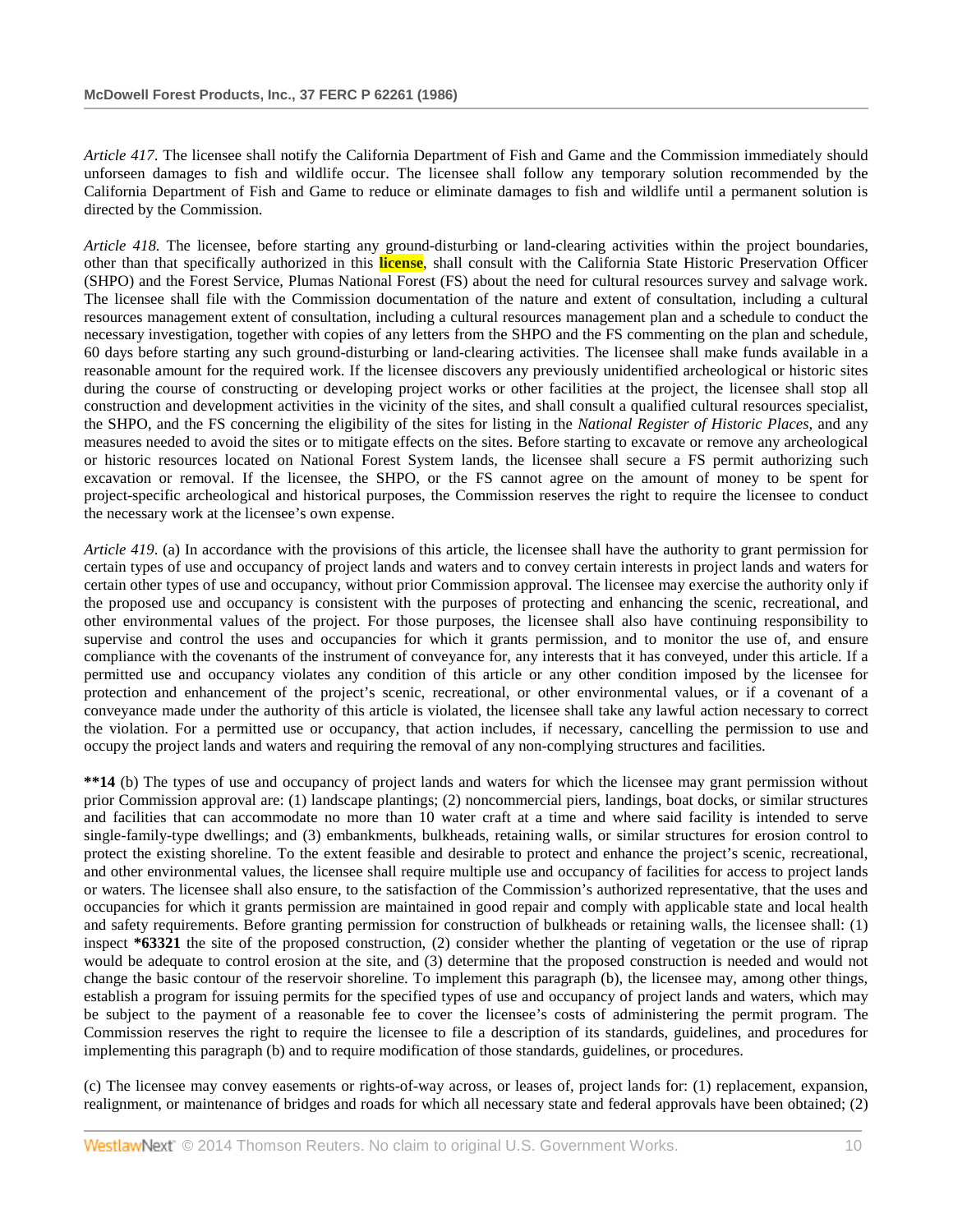*Article 417*. The licensee shall notify the California Department of Fish and Game and the Commission immediately should unforseen damages to fish and wildlife occur. The licensee shall follow any temporary solution recommended by the California Department of Fish and Game to reduce or eliminate damages to fish and wildlife until a permanent solution is directed by the Commission.

*Article 418.* The licensee, before starting any ground-disturbing or land-clearing activities within the project boundaries, other than that specifically authorized in this **license**, shall consult with the California State Historic Preservation Officer (SHPO) and the Forest Service, Plumas National Forest (FS) about the need for cultural resources survey and salvage work. The licensee shall file with the Commission documentation of the nature and extent of consultation, including a cultural resources management extent of consultation, including a cultural resources management plan and a schedule to conduct the necessary investigation, together with copies of any letters from the SHPO and the FS commenting on the plan and schedule, 60 days before starting any such ground-disturbing or land-clearing activities. The licensee shall make funds available in a reasonable amount for the required work. If the licensee discovers any previously unidentified archeological or historic sites during the course of constructing or developing project works or other facilities at the project, the licensee shall stop all construction and development activities in the vicinity of the sites, and shall consult a qualified cultural resources specialist, the SHPO, and the FS concerning the eligibility of the sites for listing in the *National Register of Historic Places,* and any measures needed to avoid the sites or to mitigate effects on the sites. Before starting to excavate or remove any archeological or historic resources located on National Forest System lands, the licensee shall secure a FS permit authorizing such excavation or removal. If the licensee, the SHPO, or the FS cannot agree on the amount of money to be spent for project-specific archeological and historical purposes, the Commission reserves the right to require the licensee to conduct the necessary work at the licensee's own expense.

*Article 419*. (a) In accordance with the provisions of this article, the licensee shall have the authority to grant permission for certain types of use and occupancy of project lands and waters and to convey certain interests in project lands and waters for certain other types of use and occupancy, without prior Commission approval. The licensee may exercise the authority only if the proposed use and occupancy is consistent with the purposes of protecting and enhancing the scenic, recreational, and other environmental values of the project. For those purposes, the licensee shall also have continuing responsibility to supervise and control the uses and occupancies for which it grants permission, and to monitor the use of, and ensure compliance with the covenants of the instrument of conveyance for, any interests that it has conveyed, under this article. If a permitted use and occupancy violates any condition of this article or any other condition imposed by the licensee for protection and enhancement of the project's scenic, recreational, or other environmental values, or if a covenant of a conveyance made under the authority of this article is violated, the licensee shall take any lawful action necessary to correct the violation. For a permitted use or occupancy, that action includes, if necessary, cancelling the permission to use and occupy the project lands and waters and requiring the removal of any non-complying structures and facilities.

**\*\*14** (b) The types of use and occupancy of project lands and waters for which the licensee may grant permission without prior Commission approval are: (1) landscape plantings; (2) noncommercial piers, landings, boat docks, or similar structures and facilities that can accommodate no more than 10 water craft at a time and where said facility is intended to serve single-family-type dwellings; and (3) embankments, bulkheads, retaining walls, or similar structures for erosion control to protect the existing shoreline. To the extent feasible and desirable to protect and enhance the project's scenic, recreational, and other environmental values, the licensee shall require multiple use and occupancy of facilities for access to project lands or waters. The licensee shall also ensure, to the satisfaction of the Commission's authorized representative, that the uses and occupancies for which it grants permission are maintained in good repair and comply with applicable state and local health and safety requirements. Before granting permission for construction of bulkheads or retaining walls, the licensee shall: (1) inspect **\*63321** the site of the proposed construction, (2) consider whether the planting of vegetation or the use of riprap would be adequate to control erosion at the site, and (3) determine that the proposed construction is needed and would not change the basic contour of the reservoir shoreline. To implement this paragraph (b), the licensee may, among other things, establish a program for issuing permits for the specified types of use and occupancy of project lands and waters, which may be subject to the payment of a reasonable fee to cover the licensee's costs of administering the permit program. The Commission reserves the right to require the licensee to file a description of its standards, guidelines, and procedures for implementing this paragraph (b) and to require modification of those standards, guidelines, or procedures.

(c) The licensee may convey easements or rights-of-way across, or leases of, project lands for: (1) replacement, expansion, realignment, or maintenance of bridges and roads for which all necessary state and federal approvals have been obtained; (2)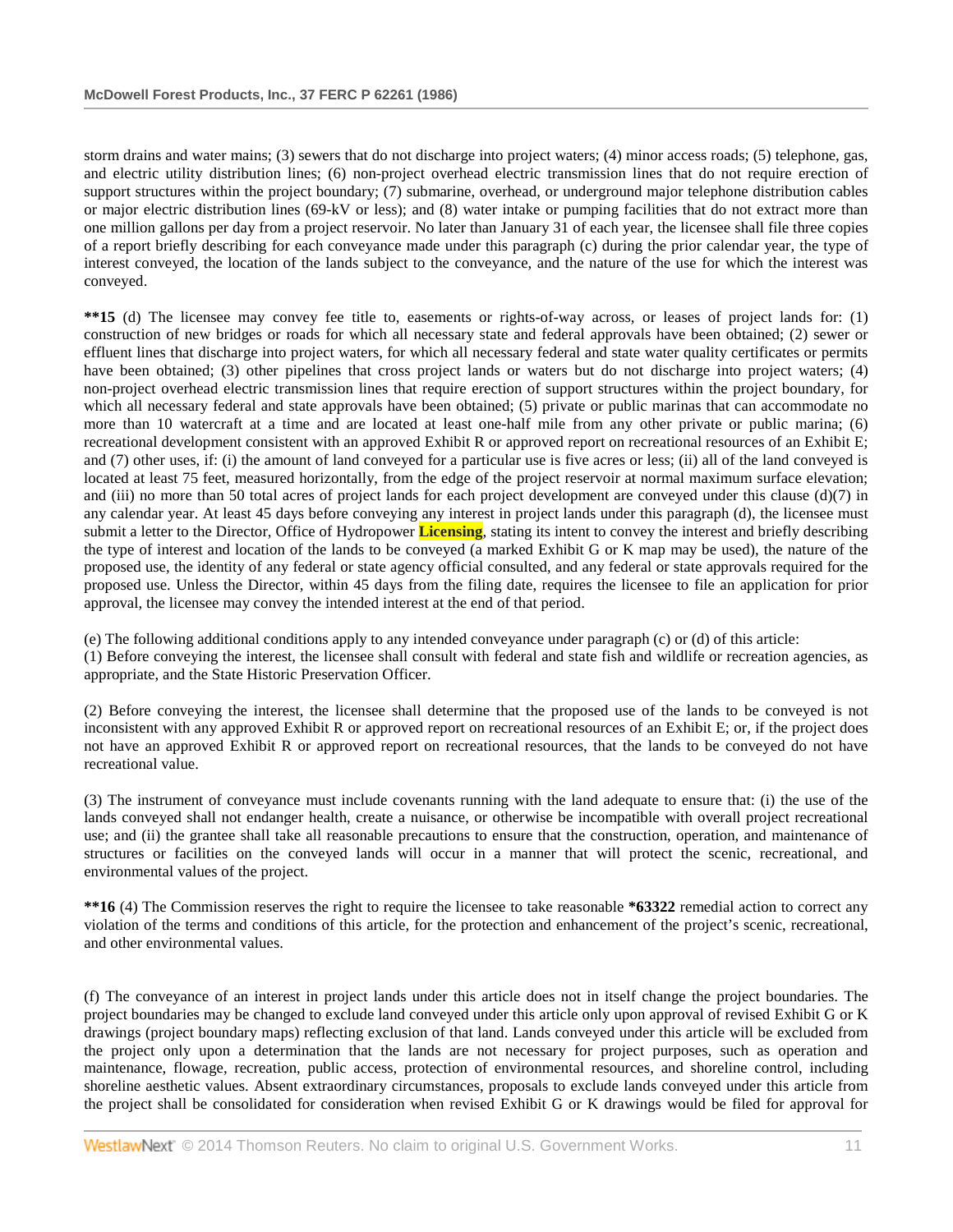storm drains and water mains; (3) sewers that do not discharge into project waters; (4) minor access roads; (5) telephone, gas, and electric utility distribution lines; (6) non-project overhead electric transmission lines that do not require erection of support structures within the project boundary; (7) submarine, overhead, or underground major telephone distribution cables or major electric distribution lines (69-kV or less); and (8) water intake or pumping facilities that do not extract more than one million gallons per day from a project reservoir. No later than January 31 of each year, the licensee shall file three copies of a report briefly describing for each conveyance made under this paragraph (c) during the prior calendar year, the type of interest conveyed, the location of the lands subject to the conveyance, and the nature of the use for which the interest was conveyed.

**\*\*15** (d) The licensee may convey fee title to, easements or rights-of-way across, or leases of project lands for: (1) construction of new bridges or roads for which all necessary state and federal approvals have been obtained; (2) sewer or effluent lines that discharge into project waters, for which all necessary federal and state water quality certificates or permits have been obtained; (3) other pipelines that cross project lands or waters but do not discharge into project waters; (4) non-project overhead electric transmission lines that require erection of support structures within the project boundary, for which all necessary federal and state approvals have been obtained; (5) private or public marinas that can accommodate no more than 10 watercraft at a time and are located at least one-half mile from any other private or public marina; (6) recreational development consistent with an approved Exhibit R or approved report on recreational resources of an Exhibit E; and (7) other uses, if: (i) the amount of land conveyed for a particular use is five acres or less; (ii) all of the land conveyed is located at least 75 feet, measured horizontally, from the edge of the project reservoir at normal maximum surface elevation; and (iii) no more than 50 total acres of project lands for each project development are conveyed under this clause (d)(7) in any calendar year. At least 45 days before conveying any interest in project lands under this paragraph (d), the licensee must submit a letter to the Director, Office of Hydropower **Licensing**, stating its intent to convey the interest and briefly describing the type of interest and location of the lands to be conveyed (a marked Exhibit G or K map may be used), the nature of the proposed use, the identity of any federal or state agency official consulted, and any federal or state approvals required for the proposed use. Unless the Director, within 45 days from the filing date, requires the licensee to file an application for prior approval, the licensee may convey the intended interest at the end of that period.

(e) The following additional conditions apply to any intended conveyance under paragraph (c) or (d) of this article:
(1) Before conveying the interest, the licensee shall consult with federal and state fish and wildlife or recreation agencies, as appropriate, and the State Historic Preservation Officer.

(2) Before conveying the interest, the licensee shall determine that the proposed use of the lands to be conveyed is not inconsistent with any approved Exhibit R or approved report on recreational resources of an Exhibit E; or, if the project does not have an approved Exhibit R or approved report on recreational resources, that the lands to be conveyed do not have recreational value.

(3) The instrument of conveyance must include covenants running with the land adequate to ensure that: (i) the use of the lands conveyed shall not endanger health, create a nuisance, or otherwise be incompatible with overall project recreational use; and (ii) the grantee shall take all reasonable precautions to ensure that the construction, operation, and maintenance of structures or facilities on the conveyed lands will occur in a manner that will protect the scenic, recreational, and environmental values of the project.

**\*\*16** (4) The Commission reserves the right to require the licensee to take reasonable **\*63322** remedial action to correct any violation of the terms and conditions of this article, for the protection and enhancement of the project's scenic, recreational, and other environmental values.

(f) The conveyance of an interest in project lands under this article does not in itself change the project boundaries. The project boundaries may be changed to exclude land conveyed under this article only upon approval of revised Exhibit G or K drawings (project boundary maps) reflecting exclusion of that land. Lands conveyed under this article will be excluded from the project only upon a determination that the lands are not necessary for project purposes, such as operation and maintenance, flowage, recreation, public access, protection of environmental resources, and shoreline control, including shoreline aesthetic values. Absent extraordinary circumstances, proposals to exclude lands conveyed under this article from the project shall be consolidated for consideration when revised Exhibit G or K drawings would be filed for approval for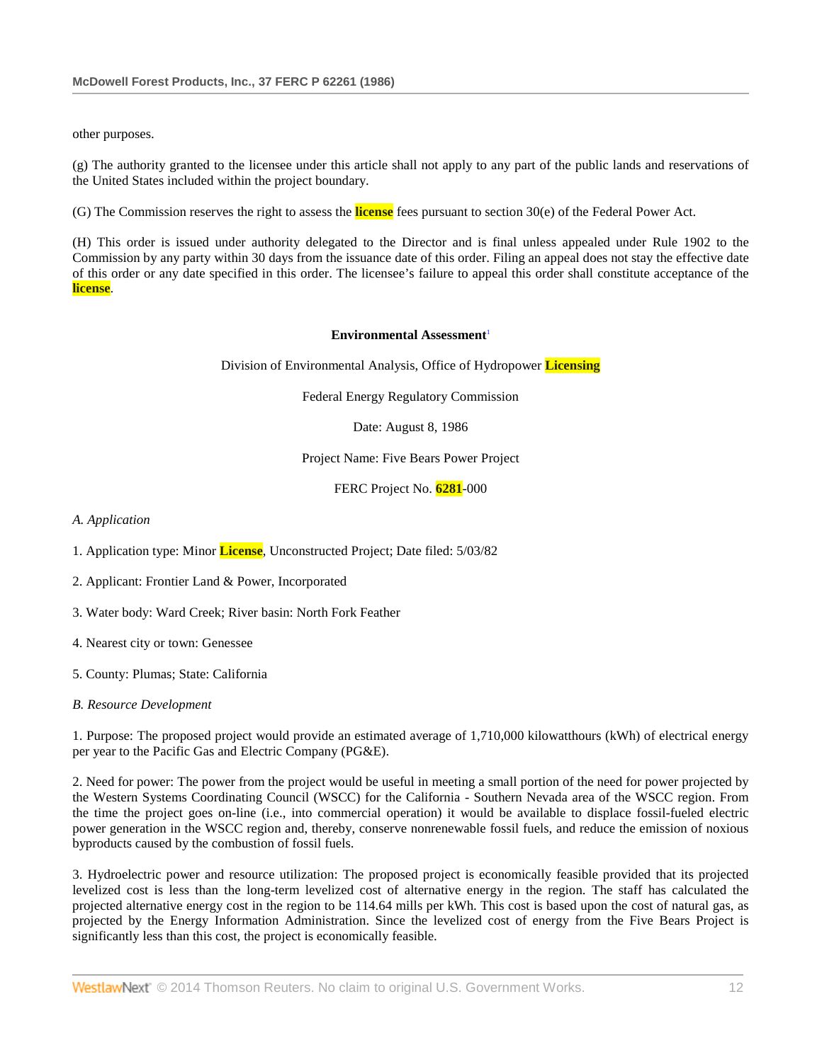other purposes.

(g) The authority granted to the licensee under this article shall not apply to any part of the public lands and reservations of the United States included within the project boundary.

(G) The Commission reserves the right to assess the license fees pursuant to section 30(e) of the Federal Power Act.

(H) This order is issued under authority delegated to the Director and is final unless appealed under Rule 1902 to the Commission by any party within 30 days from the issuance date of this order. Filing an appeal does not stay the effective date of this order or any date specified in this order. The licensee's failure to appeal this order shall constitute acceptance of the license.

**Environmental Assessment**[1]

Division of Environmental Analysis, Office of Hydropower Licensing

Federal Energy Regulatory Commission

Date: August 8, 1986

Project Name: Five Bears Power Project

FERC Project No. 6281-000

*A. Application*

1. Application type: Minor License, Unconstructed Project; Date filed: 5/03/82

2. Applicant: Frontier Land & Power, Incorporated

3. Water body: Ward Creek; River basin: North Fork Feather

4. Nearest city or town: Genessee

5. County: Plumas; State: California

*B. Resource Development*

1. Purpose: The proposed project would provide an estimated average of 1,710,000 kilowatthours (kWh) of electrical energy per year to the Pacific Gas and Electric Company (PG&E).

2. Need for power: The power from the project would be useful in meeting a small portion of the need for power projected by the Western Systems Coordinating Council (WSCC) for the California - Southern Nevada area of the WSCC region. From the time the project goes on-line (i.e., into commercial operation) it would be available to displace fossil-fueled electric power generation in the WSCC region and, thereby, conserve nonrenewable fossil fuels, and reduce the emission of noxious byproducts caused by the combustion of fossil fuels.

3. Hydroelectric power and resource utilization: The proposed project is economically feasible provided that its projected levelized cost is less than the long-term levelized cost of alternative energy in the region. The staff has calculated the projected alternative energy cost in the region to be 114.64 mills per kWh. This cost is based upon the cost of natural gas, as projected by the Energy Information Administration. Since the levelized cost of energy from the Five Bears Project is significantly less than this cost, the project is economically feasible.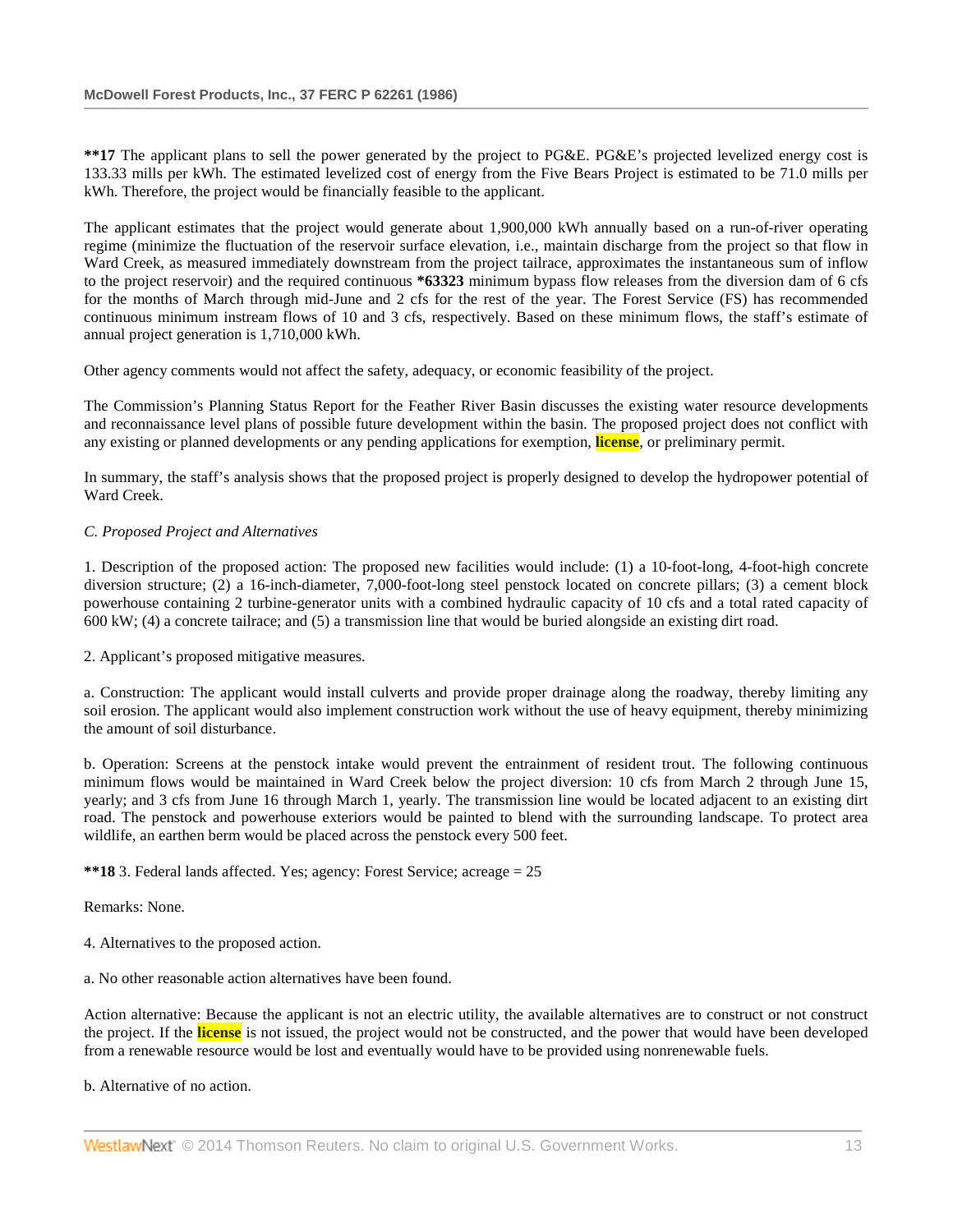**\*\*17** The applicant plans to sell the power generated by the project to PG&E. PG&E's projected levelized energy cost is 133.33 mills per kWh. The estimated levelized cost of energy from the Five Bears Project is estimated to be 71.0 mills per kWh. Therefore, the project would be financially feasible to the applicant.

The applicant estimates that the project would generate about 1,900,000 kWh annually based on a run-of-river operating regime (minimize the fluctuation of the reservoir surface elevation, i.e., maintain discharge from the project so that flow in Ward Creek, as measured immediately downstream from the project tailrace, approximates the instantaneous sum of inflow to the project reservoir) and the required continuous **\*63323** minimum bypass flow releases from the diversion dam of 6 cfs for the months of March through mid-June and 2 cfs for the rest of the year. The Forest Service (FS) has recommended continuous minimum instream flows of 10 and 3 cfs, respectively. Based on these minimum flows, the staff's estimate of annual project generation is 1,710,000 kWh.

Other agency comments would not affect the safety, adequacy, or economic feasibility of the project.

The Commission's Planning Status Report for the Feather River Basin discusses the existing water resource developments and reconnaissance level plans of possible future development within the basin. The proposed project does not conflict with any existing or planned developments or any pending applications for exemption, **license**, or preliminary permit.

In summary, the staff's analysis shows that the proposed project is properly designed to develop the hydropower potential of Ward Creek.

*C. Proposed Project and Alternatives*

1. Description of the proposed action: The proposed new facilities would include: (1) a 10-foot-long, 4-foot-high concrete diversion structure; (2) a 16-inch-diameter, 7,000-foot-long steel penstock located on concrete pillars; (3) a cement block powerhouse containing 2 turbine-generator units with a combined hydraulic capacity of 10 cfs and a total rated capacity of 600 kW; (4) a concrete tailrace; and (5) a transmission line that would be buried alongside an existing dirt road.

2. Applicant's proposed mitigative measures.

a. Construction: The applicant would install culverts and provide proper drainage along the roadway, thereby limiting any soil erosion. The applicant would also implement construction work without the use of heavy equipment, thereby minimizing the amount of soil disturbance.

b. Operation: Screens at the penstock intake would prevent the entrainment of resident trout. The following continuous minimum flows would be maintained in Ward Creek below the project diversion: 10 cfs from March 2 through June 15, yearly; and 3 cfs from June 16 through March 1, yearly. The transmission line would be located adjacent to an existing dirt road. The penstock and powerhouse exteriors would be painted to blend with the surrounding landscape. To protect area wildlife, an earthen berm would be placed across the penstock every 500 feet.

**\*\*18** 3. Federal lands affected. Yes; agency: Forest Service; acreage = 25

Remarks: None.

4. Alternatives to the proposed action.

a. No other reasonable action alternatives have been found.

Action alternative: Because the applicant is not an electric utility, the available alternatives are to construct or not construct the project. If the **license** is not issued, the project would not be constructed, and the power that would have been developed from a renewable resource would be lost and eventually would have to be provided using nonrenewable fuels.

b. Alternative of no action.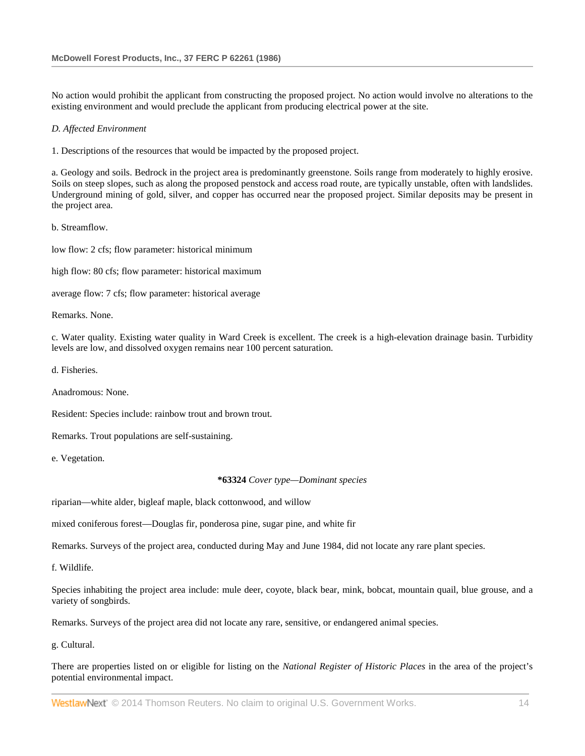No action would prohibit the applicant from constructing the proposed project. No action would involve no alterations to the existing environment and would preclude the applicant from producing electrical power at the site.

*D. Affected Environment*

1. Descriptions of the resources that would be impacted by the proposed project.

a. Geology and soils. Bedrock in the project area is predominantly greenstone. Soils range from moderately to highly erosive. Soils on steep slopes, such as along the proposed penstock and access road route, are typically unstable, often with landslides. Underground mining of gold, silver, and copper has occurred near the proposed project. Similar deposits may be present in the project area.

b. Streamflow.

low flow: 2 cfs; flow parameter: historical minimum

high flow: 80 cfs; flow parameter: historical maximum

average flow: 7 cfs; flow parameter: historical average

Remarks. None.

c. Water quality. Existing water quality in Ward Creek is excellent. The creek is a high-elevation drainage basin. Turbidity levels are low, and dissolved oxygen remains near 100 percent saturation.

d. Fisheries.

Anadromous: None.

Resident: Species include: rainbow trout and brown trout.

Remarks. Trout populations are self-sustaining.

e. Vegetation.

**\*63324** *Cover type—Dominant species*

riparian—white alder, bigleaf maple, black cottonwood, and willow

mixed coniferous forest—Douglas fir, ponderosa pine, sugar pine, and white fir

Remarks. Surveys of the project area, conducted during May and June 1984, did not locate any rare plant species.

f. Wildlife.

Species inhabiting the project area include: mule deer, coyote, black bear, mink, bobcat, mountain quail, blue grouse, and a variety of songbirds.

Remarks. Surveys of the project area did not locate any rare, sensitive, or endangered animal species.

g. Cultural.

There are properties listed on or eligible for listing on the *National Register of Historic Places* in the area of the project's potential environmental impact.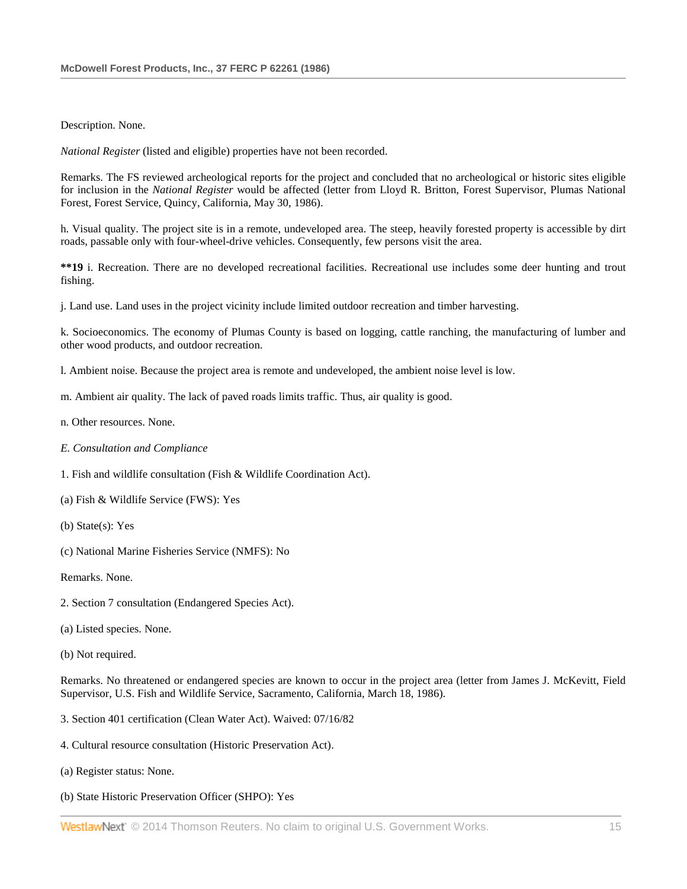Description. None.

*National Register* (listed and eligible) properties have not been recorded.

Remarks. The FS reviewed archeological reports for the project and concluded that no archeological or historic sites eligible for inclusion in the *National Register* would be affected (letter from Lloyd R. Britton, Forest Supervisor, Plumas National Forest, Forest Service, Quincy, California, May 30, 1986).

h. Visual quality. The project site is in a remote, undeveloped area. The steep, heavily forested property is accessible by dirt roads, passable only with four-wheel-drive vehicles. Consequently, few persons visit the area.

**\*\*19** i. Recreation. There are no developed recreational facilities. Recreational use includes some deer hunting and trout fishing.

j. Land use. Land uses in the project vicinity include limited outdoor recreation and timber harvesting.

k. Socioeconomics. The economy of Plumas County is based on logging, cattle ranching, the manufacturing of lumber and other wood products, and outdoor recreation.

l. Ambient noise. Because the project area is remote and undeveloped, the ambient noise level is low.

m. Ambient air quality. The lack of paved roads limits traffic. Thus, air quality is good.

n. Other resources. None.

*E. Consultation and Compliance*

1. Fish and wildlife consultation (Fish & Wildlife Coordination Act).

(a) Fish & Wildlife Service (FWS): Yes

(b) State(s): Yes

(c) National Marine Fisheries Service (NMFS): No

Remarks. None.

2. Section 7 consultation (Endangered Species Act).

(a) Listed species. None.

(b) Not required.

Remarks. No threatened or endangered species are known to occur in the project area (letter from James J. McKevitt, Field Supervisor, U.S. Fish and Wildlife Service, Sacramento, California, March 18, 1986).

3. Section 401 certification (Clean Water Act). Waived: 07/16/82

4. Cultural resource consultation (Historic Preservation Act).

(a) Register status: None.

(b) State Historic Preservation Officer (SHPO): Yes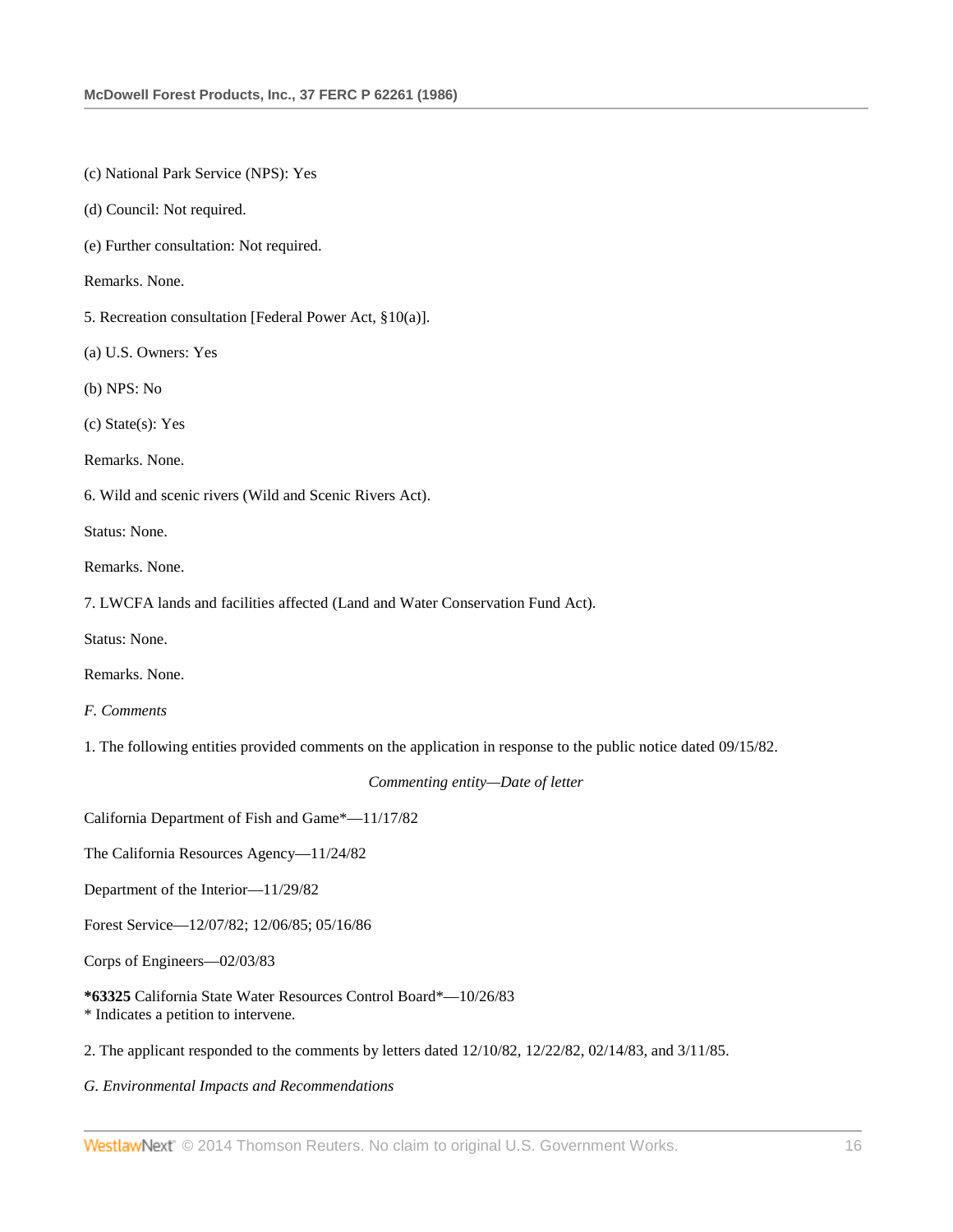(c) National Park Service (NPS): Yes

(d) Council: Not required.

(e) Further consultation: Not required.

Remarks. None.

5. Recreation consultation [Federal Power Act, §10(a)].

(a) U.S. Owners: Yes

(b) NPS: No

(c) State(s): Yes

Remarks. None.

6. Wild and scenic rivers (Wild and Scenic Rivers Act).

Status: None.

Remarks. None.

7. LWCFA lands and facilities affected (Land and Water Conservation Fund Act).

Status: None.

Remarks. None.

*F. Comments*

1. The following entities provided comments on the application in response to the public notice dated 09/15/82.

*Commenting entity—Date of letter*

California Department of Fish and Game*—11/17/82

The California Resources Agency—11/24/82

Department of the Interior—11/29/82

Forest Service—12/07/82; 12/06/85; 05/16/86

Corps of Engineers—02/03/83

**\*63325** California State Water Resources Control Board*—10/26/83

\* Indicates a petition to intervene.

2. The applicant responded to the comments by letters dated 12/10/82, 12/22/82, 02/14/83, and 3/11/85.

*G. Environmental Impacts and Recommendations*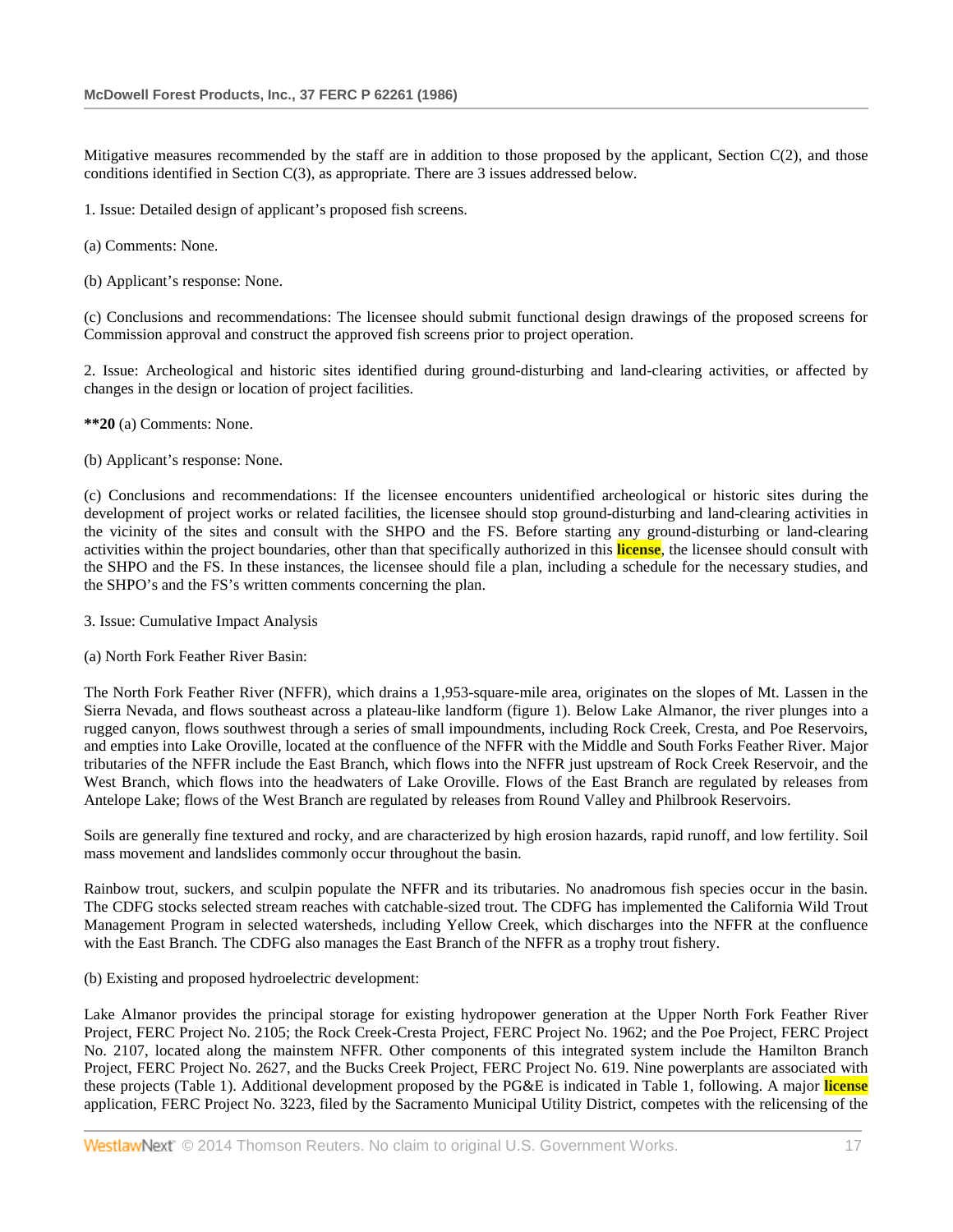Mitigative measures recommended by the staff are in addition to those proposed by the applicant, Section C(2), and those conditions identified in Section C(3), as appropriate. There are 3 issues addressed below.

1. Issue: Detailed design of applicant's proposed fish screens.

(a) Comments: None.

(b) Applicant's response: None.

(c) Conclusions and recommendations: The licensee should submit functional design drawings of the proposed screens for Commission approval and construct the approved fish screens prior to project operation.

2. Issue: Archeological and historic sites identified during ground-disturbing and land-clearing activities, or affected by changes in the design or location of project facilities.

**\*\*20** (a) Comments: None.

(b) Applicant's response: None.

(c) Conclusions and recommendations: If the licensee encounters unidentified archeological or historic sites during the development of project works or related facilities, the licensee should stop ground-disturbing and land-clearing activities in the vicinity of the sites and consult with the SHPO and the FS. Before starting any ground-disturbing or land-clearing activities within the project boundaries, other than that specifically authorized in this license, the licensee should consult with the SHPO and the FS. In these instances, the licensee should file a plan, including a schedule for the necessary studies, and the SHPO's and the FS's written comments concerning the plan.

3. Issue: Cumulative Impact Analysis

(a) North Fork Feather River Basin:

The North Fork Feather River (NFFR), which drains a 1,953-square-mile area, originates on the slopes of Mt. Lassen in the Sierra Nevada, and flows southeast across a plateau-like landform (figure 1). Below Lake Almanor, the river plunges into a rugged canyon, flows southwest through a series of small impoundments, including Rock Creek, Cresta, and Poe Reservoirs, and empties into Lake Oroville, located at the confluence of the NFFR with the Middle and South Forks Feather River. Major tributaries of the NFFR include the East Branch, which flows into the NFFR just upstream of Rock Creek Reservoir, and the West Branch, which flows into the headwaters of Lake Oroville. Flows of the East Branch are regulated by releases from Antelope Lake; flows of the West Branch are regulated by releases from Round Valley and Philbrook Reservoirs.

Soils are generally fine textured and rocky, and are characterized by high erosion hazards, rapid runoff, and low fertility. Soil mass movement and landslides commonly occur throughout the basin.

Rainbow trout, suckers, and sculpin populate the NFFR and its tributaries. No anadromous fish species occur in the basin. The CDFG stocks selected stream reaches with catchable-sized trout. The CDFG has implemented the California Wild Trout Management Program in selected watersheds, including Yellow Creek, which discharges into the NFFR at the confluence with the East Branch. The CDFG also manages the East Branch of the NFFR as a trophy trout fishery.

(b) Existing and proposed hydroelectric development:

Lake Almanor provides the principal storage for existing hydropower generation at the Upper North Fork Feather River Project, FERC Project No. 2105; the Rock Creek-Cresta Project, FERC Project No. 1962; and the Poe Project, FERC Project No. 2107, located along the mainstem NFFR. Other components of this integrated system include the Hamilton Branch Project, FERC Project No. 2627, and the Bucks Creek Project, FERC Project No. 619. Nine powerplants are associated with these projects (Table 1). Additional development proposed by the PG&E is indicated in Table 1, following. A major license application, FERC Project No. 3223, filed by the Sacramento Municipal Utility District, competes with the relicensing of the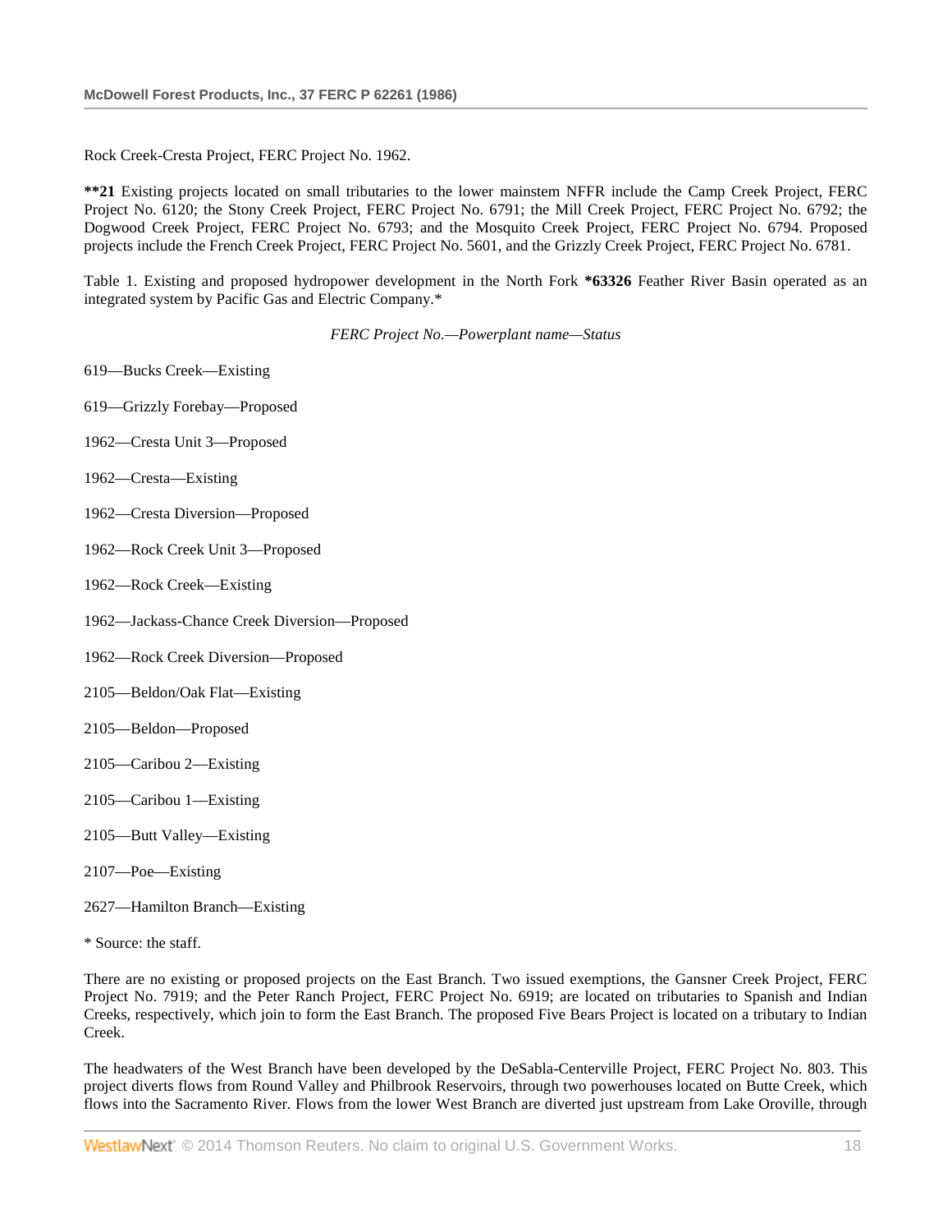Rock Creek-Cresta Project, FERC Project No. 1962.

**\*\*21** Existing projects located on small tributaries to the lower mainstem NFFR include the Camp Creek Project, FERC Project No. 6120; the Stony Creek Project, FERC Project No. 6791; the Mill Creek Project, FERC Project No. 6792; the Dogwood Creek Project, FERC Project No. 6793; and the Mosquito Creek Project, FERC Project No. 6794. Proposed projects include the French Creek Project, FERC Project No. 5601, and the Grizzly Creek Project, FERC Project No. 6781.

Table 1. Existing and proposed hydropower development in the North Fork **\*63326** Feather River Basin operated as an integrated system by Pacific Gas and Electric Company.*

| FERC Project No. | Powerplant name | Status |
| --- | --- | --- |
| 619 | Bucks Creek | Existing |
| 619 | Grizzly Forebay | Proposed |
| 1962 | Cresta Unit 3 | Proposed |
| 1962 | Cresta | Existing |
| 1962 | Cresta Diversion | Proposed |
| 1962 | Rock Creek Unit 3 | Proposed |
| 1962 | Rock Creek | Existing |
| 1962 | Jackass-Chance Creek Diversion | Proposed |
| 1962 | Rock Creek Diversion | Proposed |
| 2105 | Beldon/Oak Flat | Existing |
| 2105 | Beldon | Proposed |
| 2105 | Caribou 2 | Existing |
| 2105 | Caribou 1 | Existing |
| 2105 | Butt Valley | Existing |
| 2107 | Poe | Existing |
| 2627 | Hamilton Branch | Existing |

\* Source: the staff.

There are no existing or proposed projects on the East Branch. Two issued exemptions, the Gansner Creek Project, FERC Project No. 7919; and the Peter Ranch Project, FERC Project No. 6919; are located on tributaries to Spanish and Indian Creeks, respectively, which join to form the East Branch. The proposed Five Bears Project is located on a tributary to Indian Creek.

The headwaters of the West Branch have been developed by the DeSabla-Centerville Project, FERC Project No. 803. This project diverts flows from Round Valley and Philbrook Reservoirs, through two powerhouses located on Butte Creek, which flows into the Sacramento River. Flows from the lower West Branch are diverted just upstream from Lake Oroville, through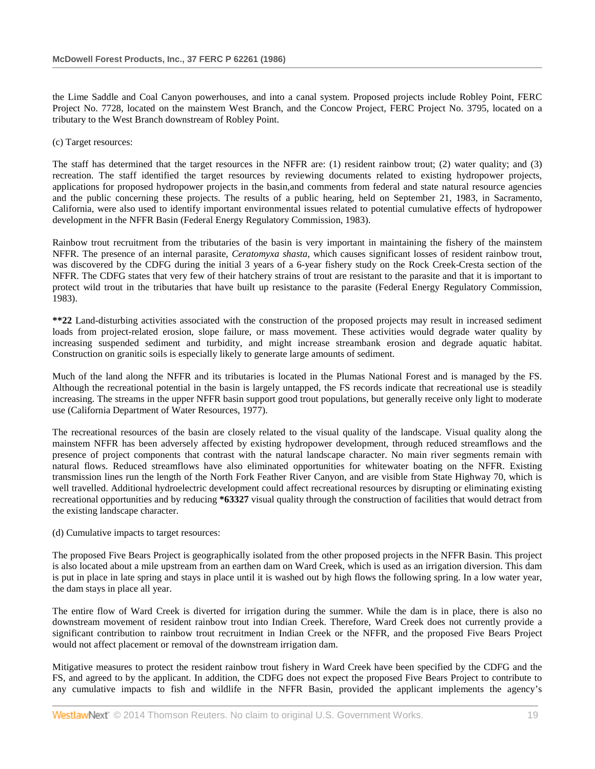the Lime Saddle and Coal Canyon powerhouses, and into a canal system. Proposed projects include Robley Point, FERC Project No. 7728, located on the mainstem West Branch, and the Concow Project, FERC Project No. 3795, located on a tributary to the West Branch downstream of Robley Point.

(c) Target resources:

The staff has determined that the target resources in the NFFR are: (1) resident rainbow trout; (2) water quality; and (3) recreation. The staff identified the target resources by reviewing documents related to existing hydropower projects, applications for proposed hydropower projects in the basin,and comments from federal and state natural resource agencies and the public concerning these projects. The results of a public hearing, held on September 21, 1983, in Sacramento, California, were also used to identify important environmental issues related to potential cumulative effects of hydropower development in the NFFR Basin (Federal Energy Regulatory Commission, 1983).

Rainbow trout recruitment from the tributaries of the basin is very important in maintaining the fishery of the mainstem NFFR. The presence of an internal parasite, *Ceratomyxa shasta*, which causes significant losses of resident rainbow trout, was discovered by the CDFG during the initial 3 years of a 6-year fishery study on the Rock Creek-Cresta section of the NFFR. The CDFG states that very few of their hatchery strains of trout are resistant to the parasite and that it is important to protect wild trout in the tributaries that have built up resistance to the parasite (Federal Energy Regulatory Commission, 1983).

**\*\*22** Land-disturbing activities associated with the construction of the proposed projects may result in increased sediment loads from project-related erosion, slope failure, or mass movement. These activities would degrade water quality by increasing suspended sediment and turbidity, and might increase streambank erosion and degrade aquatic habitat. Construction on granitic soils is especially likely to generate large amounts of sediment.

Much of the land along the NFFR and its tributaries is located in the Plumas National Forest and is managed by the FS. Although the recreational potential in the basin is largely untapped, the FS records indicate that recreational use is steadily increasing. The streams in the upper NFFR basin support good trout populations, but generally receive only light to moderate use (California Department of Water Resources, 1977).

The recreational resources of the basin are closely related to the visual quality of the landscape. Visual quality along the mainstem NFFR has been adversely affected by existing hydropower development, through reduced streamflows and the presence of project components that contrast with the natural landscape character. No main river segments remain with natural flows. Reduced streamflows have also eliminated opportunities for whitewater boating on the NFFR. Existing transmission lines run the length of the North Fork Feather River Canyon, and are visible from State Highway 70, which is well travelled. Additional hydroelectric development could affect recreational resources by disrupting or eliminating existing recreational opportunities and by reducing **\*63327** visual quality through the construction of facilities that would detract from the existing landscape character.

(d) Cumulative impacts to target resources:

The proposed Five Bears Project is geographically isolated from the other proposed projects in the NFFR Basin. This project is also located about a mile upstream from an earthen dam on Ward Creek, which is used as an irrigation diversion. This dam is put in place in late spring and stays in place until it is washed out by high flows the following spring. In a low water year, the dam stays in place all year.

The entire flow of Ward Creek is diverted for irrigation during the summer. While the dam is in place, there is also no downstream movement of resident rainbow trout into Indian Creek. Therefore, Ward Creek does not currently provide a significant contribution to rainbow trout recruitment in Indian Creek or the NFFR, and the proposed Five Bears Project would not affect placement or removal of the downstream irrigation dam.

Mitigative measures to protect the resident rainbow trout fishery in Ward Creek have been specified by the CDFG and the FS, and agreed to by the applicant. In addition, the CDFG does not expect the proposed Five Bears Project to contribute to any cumulative impacts to fish and wildlife in the NFFR Basin, provided the applicant implements the agency's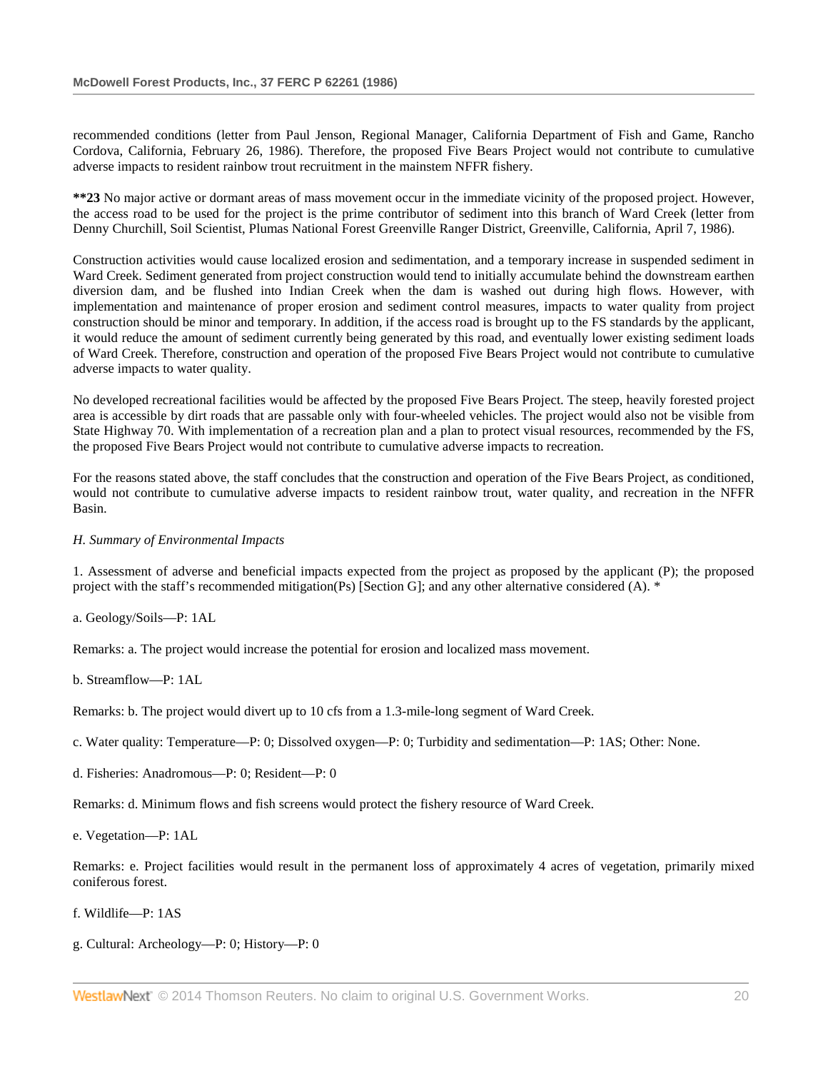recommended conditions (letter from Paul Jenson, Regional Manager, California Department of Fish and Game, Rancho Cordova, California, February 26, 1986). Therefore, the proposed Five Bears Project would not contribute to cumulative adverse impacts to resident rainbow trout recruitment in the mainstem NFFR fishery.

**\*\*23** No major active or dormant areas of mass movement occur in the immediate vicinity of the proposed project. However, the access road to be used for the project is the prime contributor of sediment into this branch of Ward Creek (letter from Denny Churchill, Soil Scientist, Plumas National Forest Greenville Ranger District, Greenville, California, April 7, 1986).

Construction activities would cause localized erosion and sedimentation, and a temporary increase in suspended sediment in Ward Creek. Sediment generated from project construction would tend to initially accumulate behind the downstream earthen diversion dam, and be flushed into Indian Creek when the dam is washed out during high flows. However, with implementation and maintenance of proper erosion and sediment control measures, impacts to water quality from project construction should be minor and temporary. In addition, if the access road is brought up to the FS standards by the applicant, it would reduce the amount of sediment currently being generated by this road, and eventually lower existing sediment loads of Ward Creek. Therefore, construction and operation of the proposed Five Bears Project would not contribute to cumulative adverse impacts to water quality.

No developed recreational facilities would be affected by the proposed Five Bears Project. The steep, heavily forested project area is accessible by dirt roads that are passable only with four-wheeled vehicles. The project would also not be visible from State Highway 70. With implementation of a recreation plan and a plan to protect visual resources, recommended by the FS, the proposed Five Bears Project would not contribute to cumulative adverse impacts to recreation.

For the reasons stated above, the staff concludes that the construction and operation of the Five Bears Project, as conditioned, would not contribute to cumulative adverse impacts to resident rainbow trout, water quality, and recreation in the NFFR Basin.

*H. Summary of Environmental Impacts*

1. Assessment of adverse and beneficial impacts expected from the project as proposed by the applicant (P); the proposed project with the staff's recommended mitigation(Ps) [Section G]; and any other alternative considered (A). *

a. Geology/Soils—P: 1AL

Remarks: a. The project would increase the potential for erosion and localized mass movement.

b. Streamflow—P: 1AL

Remarks: b. The project would divert up to 10 cfs from a 1.3-mile-long segment of Ward Creek.

c. Water quality: Temperature—P: 0; Dissolved oxygen—P: 0; Turbidity and sedimentation—P: 1AS; Other: None.

d. Fisheries: Anadromous—P: 0; Resident—P: 0

Remarks: d. Minimum flows and fish screens would protect the fishery resource of Ward Creek.

e. Vegetation—P: 1AL

Remarks: e. Project facilities would result in the permanent loss of approximately 4 acres of vegetation, primarily mixed coniferous forest.

f. Wildlife—P: 1AS

g. Cultural: Archeology—P: 0; History—P: 0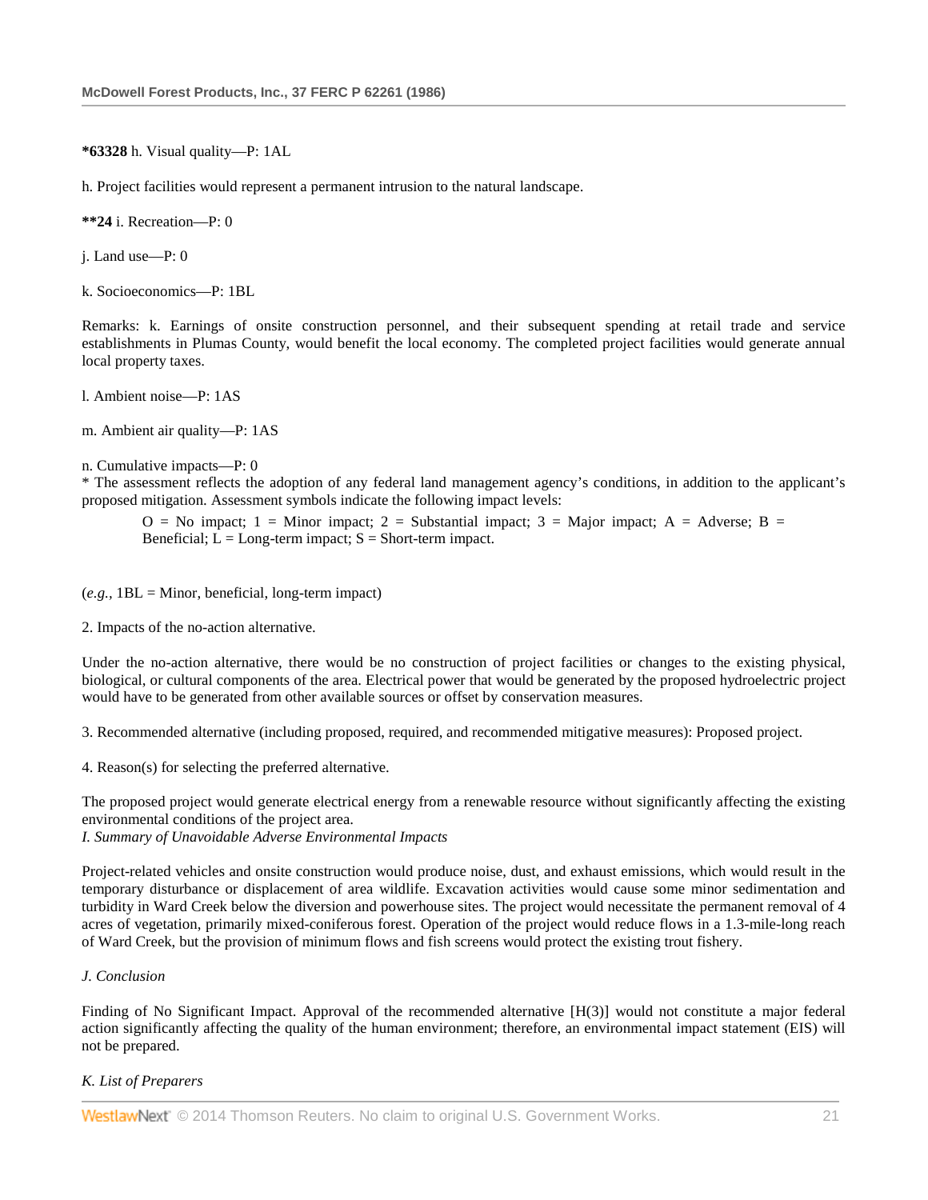**\*63328** h. Visual quality—P: 1AL

h. Project facilities would represent a permanent intrusion to the natural landscape.

**\*\*24** i. Recreation—P: 0

j. Land use—P: 0

k. Socioeconomics—P: 1BL

Remarks: k. Earnings of onsite construction personnel, and their subsequent spending at retail trade and service establishments in Plumas County, would benefit the local economy. The completed project facilities would generate annual local property taxes.

l. Ambient noise—P: 1AS

m. Ambient air quality—P: 1AS

n. Cumulative impacts—P: 0
\* The assessment reflects the adoption of any federal land management agency's conditions, in addition to the applicant's proposed mitigation. Assessment symbols indicate the following impact levels:

> O = No impact; 1 = Minor impact; 2 = Substantial impact; 3 = Major impact; A = Adverse; B = Beneficial; L = Long-term impact; S = Short-term impact.

(*e.g.,* 1BL = Minor, beneficial, long-term impact)

2. Impacts of the no-action alternative.

Under the no-action alternative, there would be no construction of project facilities or changes to the existing physical, biological, or cultural components of the area. Electrical power that would be generated by the proposed hydroelectric project would have to be generated from other available sources or offset by conservation measures.

3. Recommended alternative (including proposed, required, and recommended mitigative measures): Proposed project.

4. Reason(s) for selecting the preferred alternative.

The proposed project would generate electrical energy from a renewable resource without significantly affecting the existing environmental conditions of the project area.

*I. Summary of Unavoidable Adverse Environmental Impacts*

Project-related vehicles and onsite construction would produce noise, dust, and exhaust emissions, which would result in the temporary disturbance or displacement of area wildlife. Excavation activities would cause some minor sedimentation and turbidity in Ward Creek below the diversion and powerhouse sites. The project would necessitate the permanent removal of 4 acres of vegetation, primarily mixed-coniferous forest. Operation of the project would reduce flows in a 1.3-mile-long reach of Ward Creek, but the provision of minimum flows and fish screens would protect the existing trout fishery.

*J. Conclusion*

Finding of No Significant Impact. Approval of the recommended alternative [H(3)] would not constitute a major federal action significantly affecting the quality of the human environment; therefore, an environmental impact statement (EIS) will not be prepared.

*K. List of Preparers*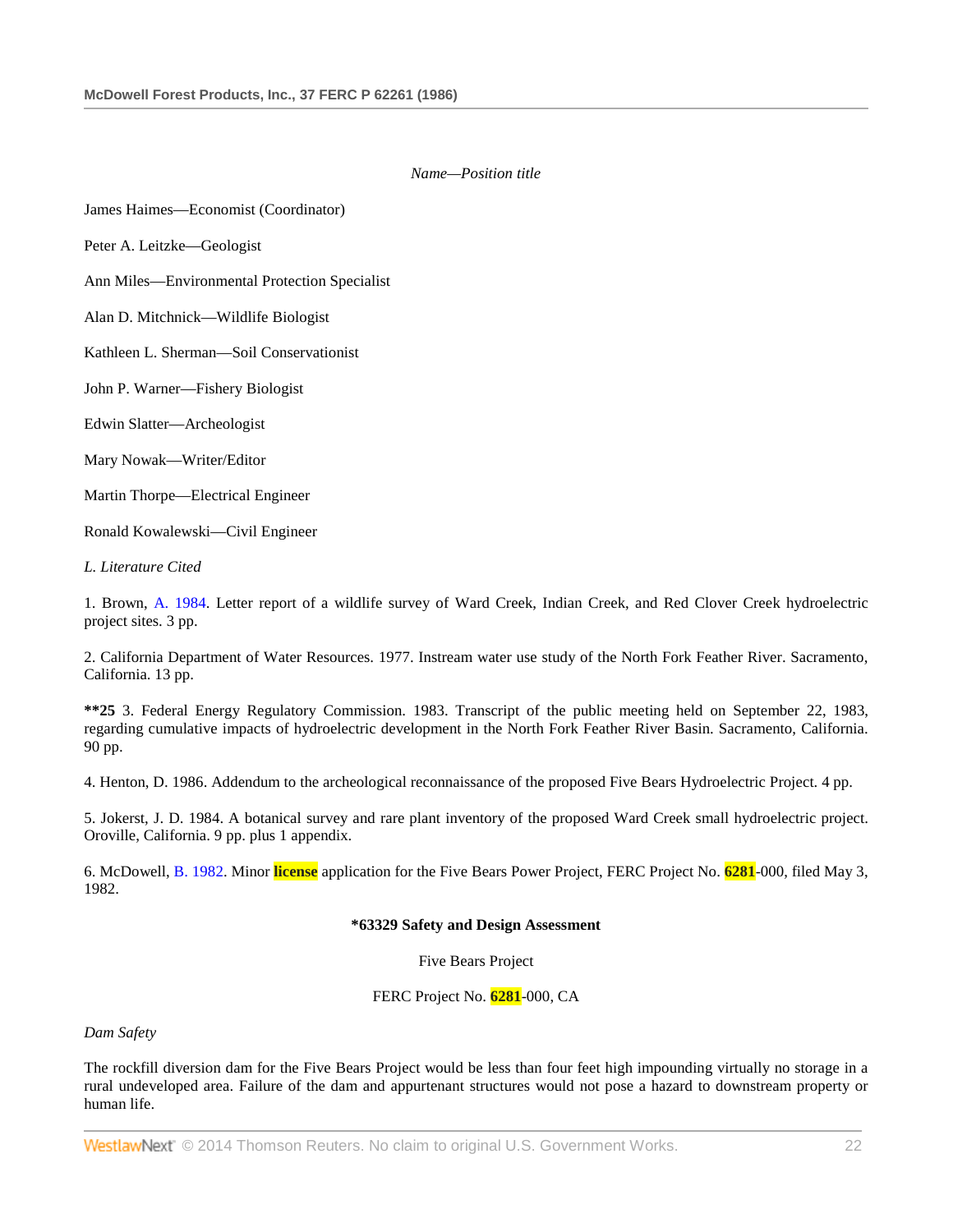*Name—Position title*

James Haimes—Economist (Coordinator)

Peter A. Leitzke—Geologist

Ann Miles—Environmental Protection Specialist

Alan D. Mitchnick—Wildlife Biologist

Kathleen L. Sherman—Soil Conservationist

John P. Warner—Fishery Biologist

Edwin Slatter—Archeologist

Mary Nowak—Writer/Editor

Martin Thorpe—Electrical Engineer

Ronald Kowalewski—Civil Engineer

*L. Literature Cited*

1. Brown, A. 1984. Letter report of a wildlife survey of Ward Creek, Indian Creek, and Red Clover Creek hydroelectric project sites. 3 pp.

2. California Department of Water Resources. 1977. Instream water use study of the North Fork Feather River. Sacramento, California. 13 pp.

**\*\*25** 3. Federal Energy Regulatory Commission. 1983. Transcript of the public meeting held on September 22, 1983, regarding cumulative impacts of hydroelectric development in the North Fork Feather River Basin. Sacramento, California. 90 pp.

4. Henton, D. 1986. Addendum to the archeological reconnaissance of the proposed Five Bears Hydroelectric Project. 4 pp.

5. Jokerst, J. D. 1984. A botanical survey and rare plant inventory of the proposed Ward Creek small hydroelectric project. Oroville, California. 9 pp. plus 1 appendix.

6. McDowell, B. 1982. Minor **license** application for the Five Bears Power Project, FERC Project No. **6281**-000, filed May 3, 1982.

**\*63329 Safety and Design Assessment**

Five Bears Project

FERC Project No. **6281**-000, CA

*Dam Safety*

The rockfill diversion dam for the Five Bears Project would be less than four feet high impounding virtually no storage in a rural undeveloped area. Failure of the dam and appurtenant structures would not pose a hazard to downstream property or human life.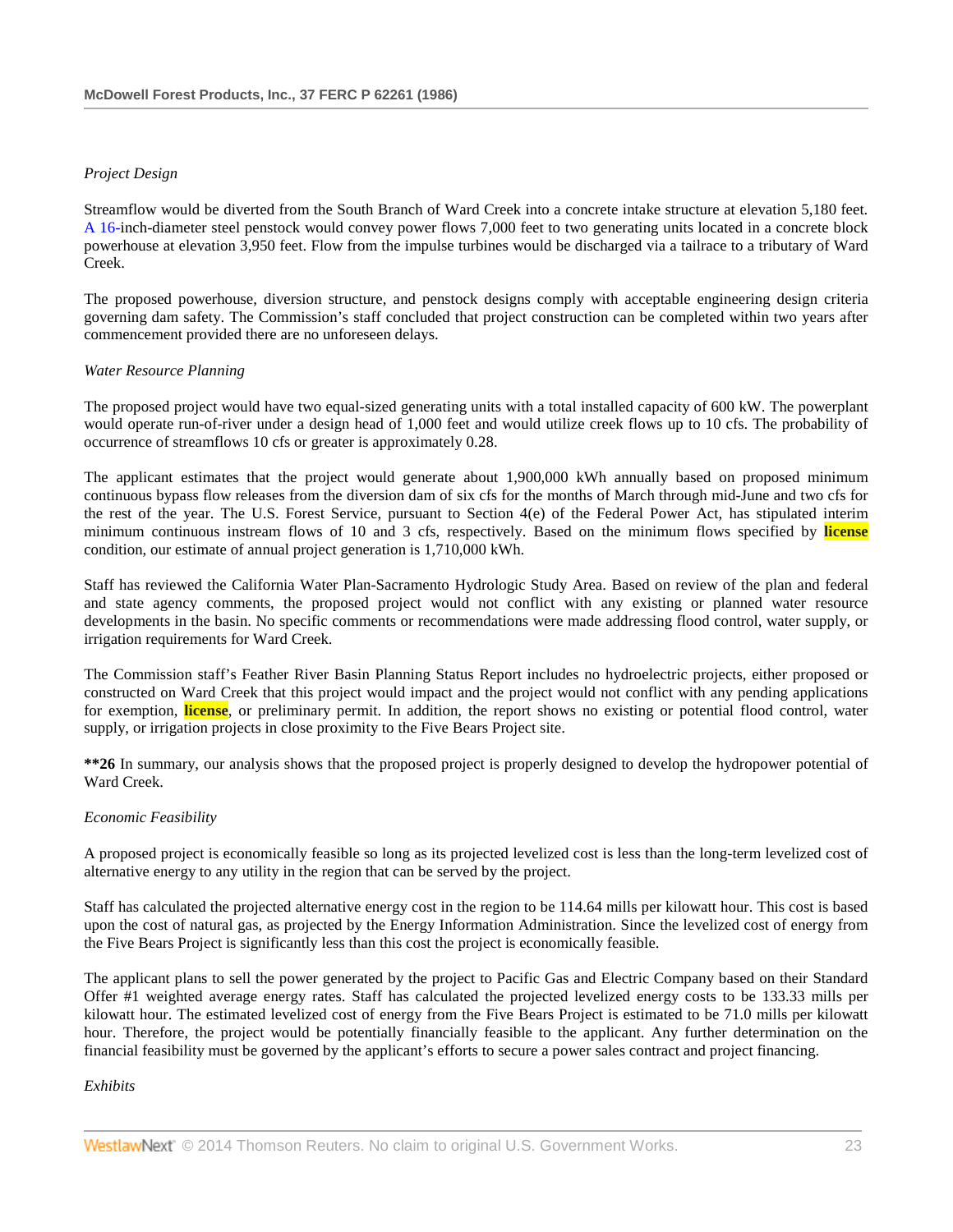*Project Design*

Streamflow would be diverted from the South Branch of Ward Creek into a concrete intake structure at elevation 5,180 feet. A 16-inch-diameter steel penstock would convey power flows 7,000 feet to two generating units located in a concrete block powerhouse at elevation 3,950 feet. Flow from the impulse turbines would be discharged via a tailrace to a tributary of Ward Creek.

The proposed powerhouse, diversion structure, and penstock designs comply with acceptable engineering design criteria governing dam safety. The Commission's staff concluded that project construction can be completed within two years after commencement provided there are no unforeseen delays.

*Water Resource Planning*

The proposed project would have two equal-sized generating units with a total installed capacity of 600 kW. The powerplant would operate run-of-river under a design head of 1,000 feet and would utilize creek flows up to 10 cfs. The probability of occurrence of streamflows 10 cfs or greater is approximately 0.28.

The applicant estimates that the project would generate about 1,900,000 kWh annually based on proposed minimum continuous bypass flow releases from the diversion dam of six cfs for the months of March through mid-June and two cfs for the rest of the year. The U.S. Forest Service, pursuant to Section 4(e) of the Federal Power Act, has stipulated interim minimum continuous instream flows of 10 and 3 cfs, respectively. Based on the minimum flows specified by license condition, our estimate of annual project generation is 1,710,000 kWh.

Staff has reviewed the California Water Plan-Sacramento Hydrologic Study Area. Based on review of the plan and federal and state agency comments, the proposed project would not conflict with any existing or planned water resource developments in the basin. No specific comments or recommendations were made addressing flood control, water supply, or irrigation requirements for Ward Creek.

The Commission staff's Feather River Basin Planning Status Report includes no hydroelectric projects, either proposed or constructed on Ward Creek that this project would impact and the project would not conflict with any pending applications for exemption, license, or preliminary permit. In addition, the report shows no existing or potential flood control, water supply, or irrigation projects in close proximity to the Five Bears Project site.

**\*\*26** In summary, our analysis shows that the proposed project is properly designed to develop the hydropower potential of Ward Creek.

*Economic Feasibility*

A proposed project is economically feasible so long as its projected levelized cost is less than the long-term levelized cost of alternative energy to any utility in the region that can be served by the project.

Staff has calculated the projected alternative energy cost in the region to be 114.64 mills per kilowatt hour. This cost is based upon the cost of natural gas, as projected by the Energy Information Administration. Since the levelized cost of energy from the Five Bears Project is significantly less than this cost the project is economically feasible.

The applicant plans to sell the power generated by the project to Pacific Gas and Electric Company based on their Standard Offer #1 weighted average energy rates. Staff has calculated the projected levelized energy costs to be 133.33 mills per kilowatt hour. The estimated levelized cost of energy from the Five Bears Project is estimated to be 71.0 mills per kilowatt hour. Therefore, the project would be potentially financially feasible to the applicant. Any further determination on the financial feasibility must be governed by the applicant's efforts to secure a power sales contract and project financing.

*Exhibits*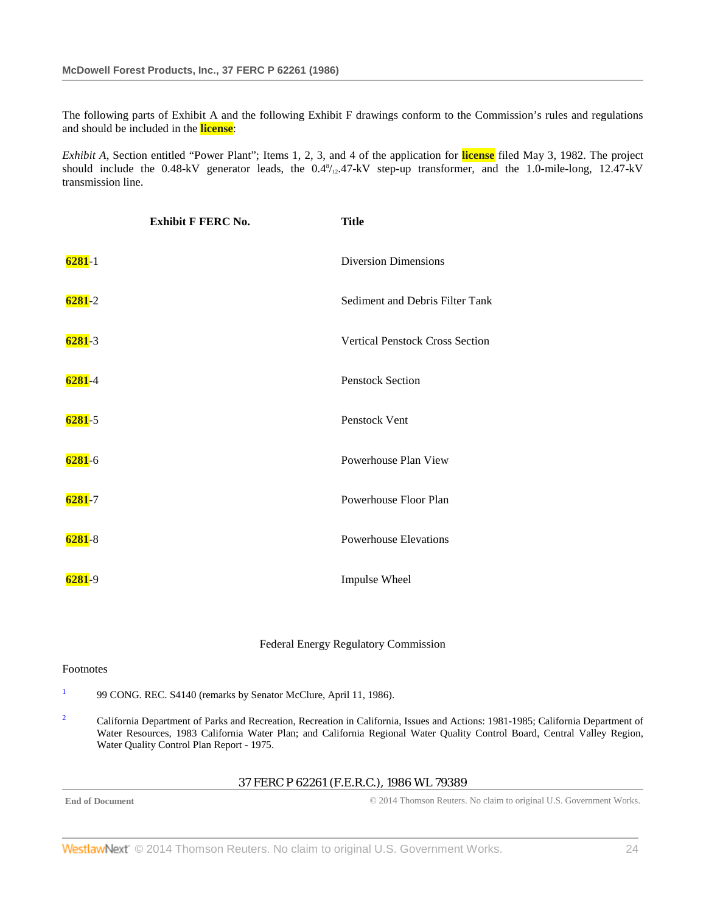The following parts of Exhibit A and the following Exhibit F drawings conform to the Commission's rules and regulations and should be included in the license:

*Exhibit A*, Section entitled "Power Plant"; Items 1, 2, 3, and 4 of the application for license filed May 3, 1982. The project should include the 0.48-kV generator leads, the 0.4[8]/[12].47-kV step-up transformer, and the 1.0-mile-long, 12.47-kV transmission line.

| Exhibit F FERC No. | Title |
| --- | --- |
| 6281-1 | Diversion Dimensions |
| 6281-2 | Sediment and Debris Filter Tank |
| 6281-3 | Vertical Penstock Cross Section |
| 6281-4 | Penstock Section |
| 6281-5 | Penstock Vent |
| 6281-6 | Powerhouse Plan View |
| 6281-7 | Powerhouse Floor Plan |
| 6281-8 | Powerhouse Elevations |
| 6281-9 | Impulse Wheel |

Federal Energy Regulatory Commission

Footnotes

[1] 99 CONG. REC. S4140 (remarks by Senator McClure, April 11, 1986).

[2] California Department of Parks and Recreation, Recreation in California, Issues and Actions: 1981-1985; California Department of Water Resources, 1983 California Water Plan; and California Regional Water Quality Control Board, Central Valley Region, Water Quality Control Plan Report - 1975.

37 FERC P 62261 (F.E.R.C.), 1986 WL 79389

End of Document © 2014 Thomson Reuters. No claim to original U.S. Government Works.